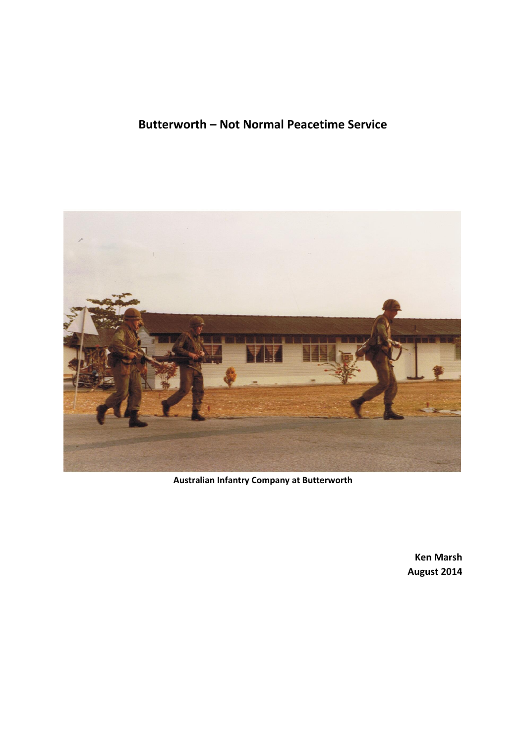# Butterworth – Not Normal Peacetime Service

**Australian Infantry Company at Butterworth**

**Ken Marsh**
**August 2014**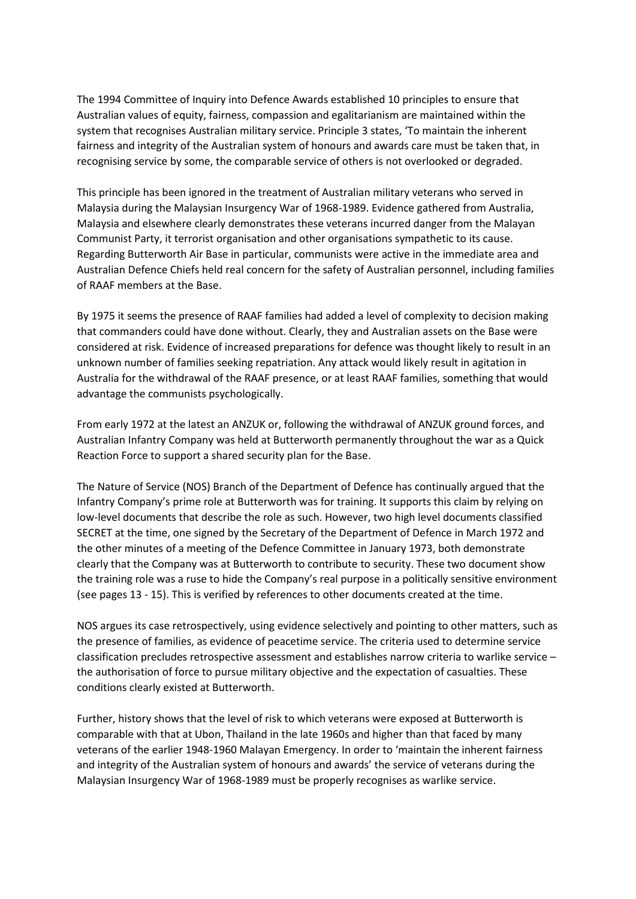The 1994 Committee of Inquiry into Defence Awards established 10 principles to ensure that Australian values of equity, fairness, compassion and egalitarianism are maintained within the system that recognises Australian military service. Principle 3 states, 'To maintain the inherent fairness and integrity of the Australian system of honours and awards care must be taken that, in recognising service by some, the comparable service of others is not overlooked or degraded.

This principle has been ignored in the treatment of Australian military veterans who served in Malaysia during the Malaysian Insurgency War of 1968-1989. Evidence gathered from Australia, Malaysia and elsewhere clearly demonstrates these veterans incurred danger from the Malayan Communist Party, it terrorist organisation and other organisations sympathetic to its cause. Regarding Butterworth Air Base in particular, communists were active in the immediate area and Australian Defence Chiefs held real concern for the safety of Australian personnel, including families of RAAF members at the Base.

By 1975 it seems the presence of RAAF families had added a level of complexity to decision making that commanders could have done without. Clearly, they and Australian assets on the Base were considered at risk. Evidence of increased preparations for defence was thought likely to result in an unknown number of families seeking repatriation. Any attack would likely result in agitation in Australia for the withdrawal of the RAAF presence, or at least RAAF families, something that would advantage the communists psychologically.

From early 1972 at the latest an ANZUK or, following the withdrawal of ANZUK ground forces, and Australian Infantry Company was held at Butterworth permanently throughout the war as a Quick Reaction Force to support a shared security plan for the Base.

The Nature of Service (NOS) Branch of the Department of Defence has continually argued that the Infantry Company's prime role at Butterworth was for training. It supports this claim by relying on low-level documents that describe the role as such. However, two high level documents classified SECRET at the time, one signed by the Secretary of the Department of Defence in March 1972 and the other minutes of a meeting of the Defence Committee in January 1973, both demonstrate clearly that the Company was at Butterworth to contribute to security. These two document show the training role was a ruse to hide the Company's real purpose in a politically sensitive environment (see pages 13 - 15). This is verified by references to other documents created at the time.

NOS argues its case retrospectively, using evidence selectively and pointing to other matters, such as the presence of families, as evidence of peacetime service. The criteria used to determine service classification precludes retrospective assessment and establishes narrow criteria to warlike service – the authorisation of force to pursue military objective and the expectation of casualties. These conditions clearly existed at Butterworth.

Further, history shows that the level of risk to which veterans were exposed at Butterworth is comparable with that at Ubon, Thailand in the late 1960s and higher than that faced by many veterans of the earlier 1948-1960 Malayan Emergency. In order to 'maintain the inherent fairness and integrity of the Australian system of honours and awards' the service of veterans during the Malaysian Insurgency War of 1968-1989 must be properly recognises as warlike service.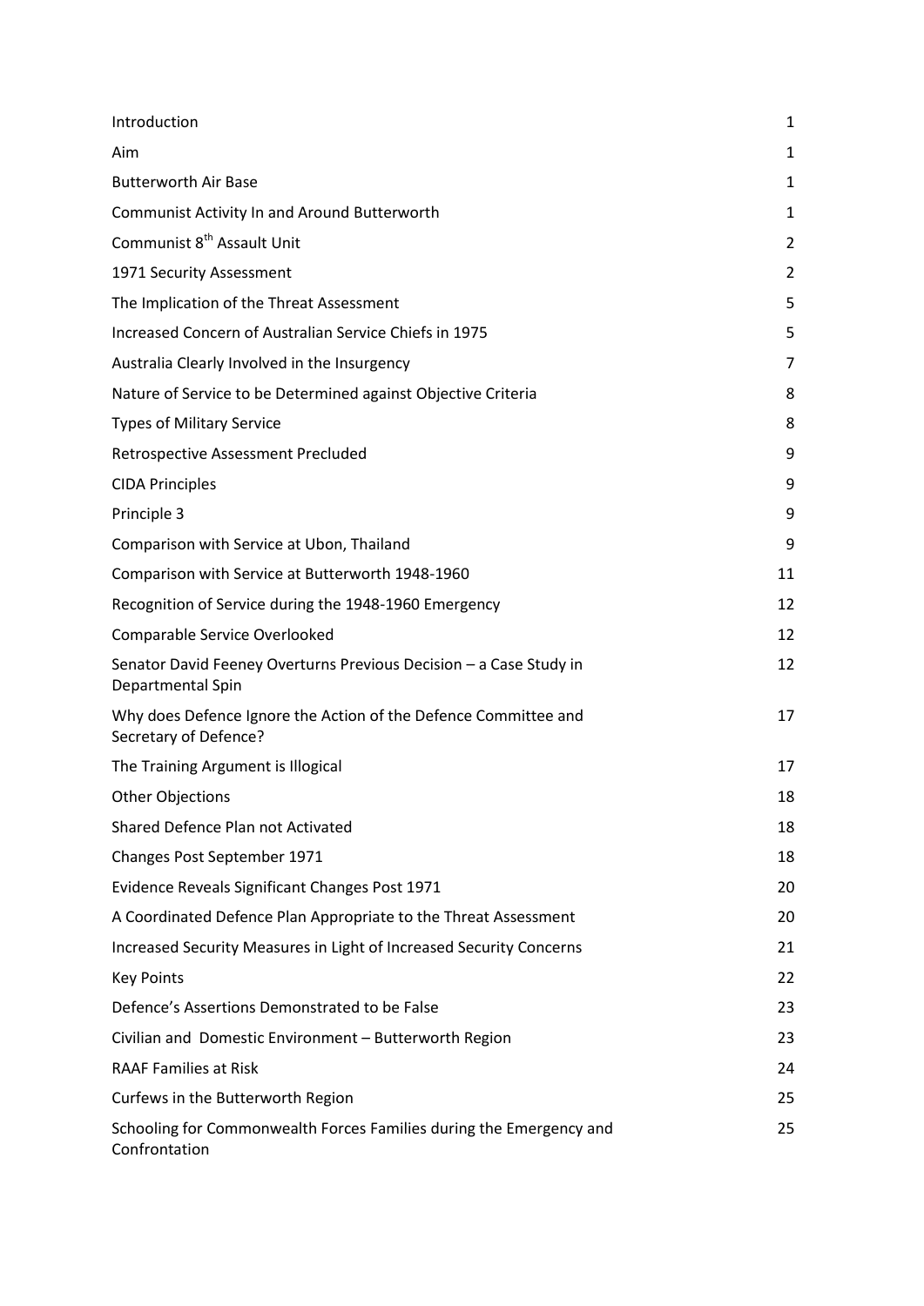| | |
|---|---|
| Introduction | 1 |
| Aim | 1 |
| Butterworth Air Base | 1 |
| Communist Activity In and Around Butterworth | 1 |
| Communist 8th Assault Unit | 2 |
| 1971 Security Assessment | 2 |
| The Implication of the Threat Assessment | 5 |
| Increased Concern of Australian Service Chiefs in 1975 | 5 |
| Australia Clearly Involved in the Insurgency | 7 |
| Nature of Service to be Determined against Objective Criteria | 8 |
| Types of Military Service | 8 |
| Retrospective Assessment Precluded | 9 |
| CIDA Principles | 9 |
| Principle 3 | 9 |
| Comparison with Service at Ubon, Thailand | 9 |
| Comparison with Service at Butterworth 1948-1960 | 11 |
| Recognition of Service during the 1948-1960 Emergency | 12 |
| Comparable Service Overlooked | 12 |
| Senator David Feeney Overturns Previous Decision – a Case Study in Departmental Spin | 12 |
| Why does Defence Ignore the Action of the Defence Committee and Secretary of Defence? | 17 |
| The Training Argument is Illogical | 17 |
| Other Objections | 18 |
| Shared Defence Plan not Activated | 18 |
| Changes Post September 1971 | 18 |
| Evidence Reveals Significant Changes Post 1971 | 20 |
| A Coordinated Defence Plan Appropriate to the Threat Assessment | 20 |
| Increased Security Measures in Light of Increased Security Concerns | 21 |
| Key Points | 22 |
| Defence's Assertions Demonstrated to be False | 23 |
| Civilian and Domestic Environment – Butterworth Region | 23 |
| RAAF Families at Risk | 24 |
| Curfews in the Butterworth Region | 25 |
| Schooling for Commonwealth Forces Families during the Emergency and Confrontation | 25 |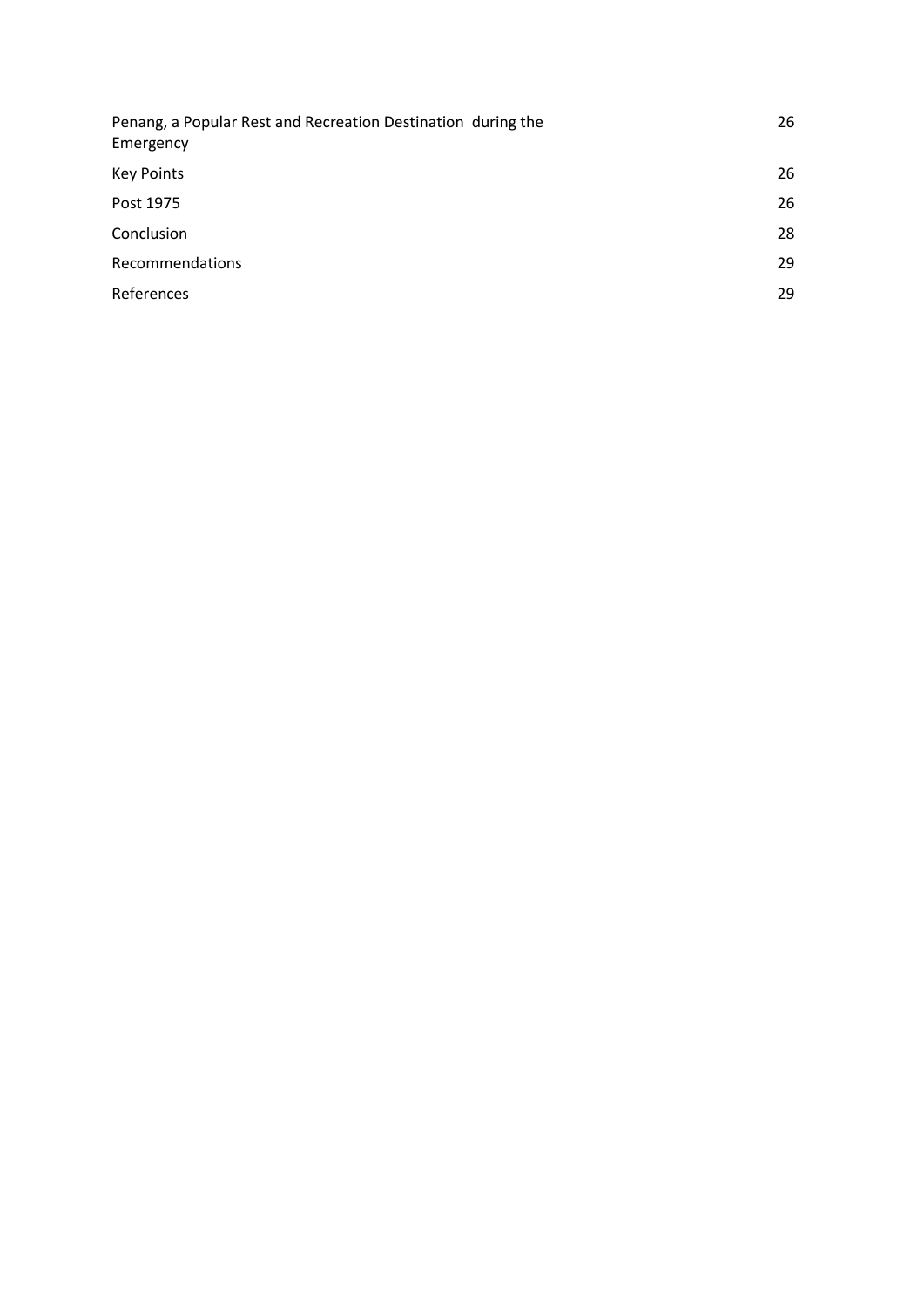| | |
|---|---|
| Penang, a Popular Rest and Recreation Destination during the Emergency | 26 |
| Key Points | 26 |
| Post 1975 | 26 |
| Conclusion | 28 |
| Recommendations | 29 |
| References | 29 |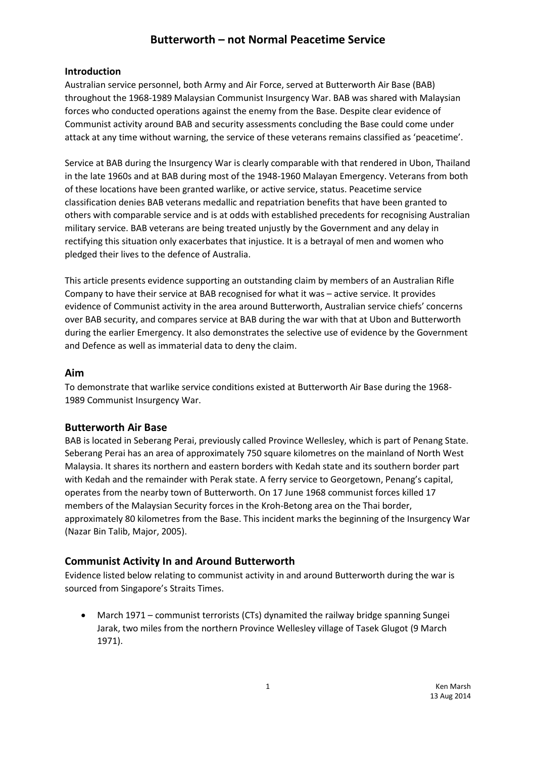# Butterworth – not Normal Peacetime Service

### Introduction

Australian service personnel, both Army and Air Force, served at Butterworth Air Base (BAB) throughout the 1968-1989 Malaysian Communist Insurgency War. BAB was shared with Malaysian forces who conducted operations against the enemy from the Base. Despite clear evidence of Communist activity around BAB and security assessments concluding the Base could come under attack at any time without warning, the service of these veterans remains classified as 'peacetime'.

Service at BAB during the Insurgency War is clearly comparable with that rendered in Ubon, Thailand in the late 1960s and at BAB during most of the 1948-1960 Malayan Emergency. Veterans from both of these locations have been granted warlike, or active service, status. Peacetime service classification denies BAB veterans medallic and repatriation benefits that have been granted to others with comparable service and is at odds with established precedents for recognising Australian military service. BAB veterans are being treated unjustly by the Government and any delay in rectifying this situation only exacerbates that injustice. It is a betrayal of men and women who pledged their lives to the defence of Australia.

This article presents evidence supporting an outstanding claim by members of an Australian Rifle Company to have their service at BAB recognised for what it was – active service. It provides evidence of Communist activity in the area around Butterworth, Australian service chiefs' concerns over BAB security, and compares service at BAB during the war with that at Ubon and Butterworth during the earlier Emergency. It also demonstrates the selective use of evidence by the Government and Defence as well as immaterial data to deny the claim.

## Aim

To demonstrate that warlike service conditions existed at Butterworth Air Base during the 1968-1989 Communist Insurgency War.

## Butterworth Air Base

BAB is located in Seberang Perai, previously called Province Wellesley, which is part of Penang State. Seberang Perai has an area of approximately 750 square kilometres on the mainland of North West Malaysia. It shares its northern and eastern borders with Kedah state and its southern border part with Kedah and the remainder with Perak state. A ferry service to Georgetown, Penang's capital, operates from the nearby town of Butterworth. On 17 June 1968 communist forces killed 17 members of the Malaysian Security forces in the Kroh-Betong area on the Thai border, approximately 80 kilometres from the Base. This incident marks the beginning of the Insurgency War (Nazar Bin Talib, Major, 2005).

## Communist Activity In and Around Butterworth

Evidence listed below relating to communist activity in and around Butterworth during the war is sourced from Singapore's Straits Times.

- March 1971 – communist terrorists (CTs) dynamited the railway bridge spanning Sungei Jarak, two miles from the northern Province Wellesley village of Tasek Glugot (9 March 1971).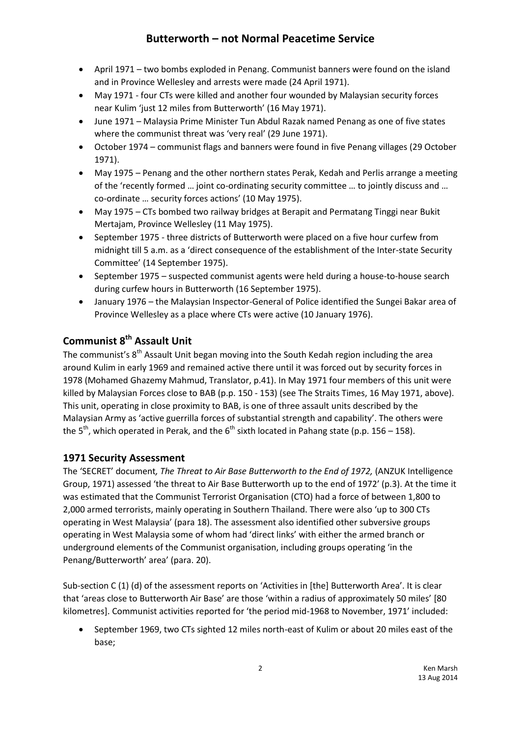- April 1971 – two bombs exploded in Penang. Communist banners were found on the island and in Province Wellesley and arrests were made (24 April 1971).
- May 1971 - four CTs were killed and another four wounded by Malaysian security forces near Kulim 'just 12 miles from Butterworth' (16 May 1971).
- June 1971 – Malaysia Prime Minister Tun Abdul Razak named Penang as one of five states where the communist threat was 'very real' (29 June 1971).
- October 1974 – communist flags and banners were found in five Penang villages (29 October 1971).
- May 1975 – Penang and the other northern states Perak, Kedah and Perlis arrange a meeting of the 'recently formed … joint co-ordinating security committee … to jointly discuss and … co-ordinate … security forces actions' (10 May 1975).
- May 1975 – CTs bombed two railway bridges at Berapit and Permatang Tinggi near Bukit Mertajam, Province Wellesley (11 May 1975).
- September 1975 - three districts of Butterworth were placed on a five hour curfew from midnight till 5 a.m. as a 'direct consequence of the establishment of the Inter-state Security Committee' (14 September 1975).
- September 1975 – suspected communist agents were held during a house-to-house search during curfew hours in Butterworth (16 September 1975).
- January 1976 – the Malaysian Inspector-General of Police identified the Sungei Bakar area of Province Wellesley as a place where CTs were active (10 January 1976).

## Communist 8th Assault Unit

The communist's 8th Assault Unit began moving into the South Kedah region including the area around Kulim in early 1969 and remained active there until it was forced out by security forces in 1978 (Mohamed Ghazemy Mahmud, Translator, p.41). In May 1971 four members of this unit were killed by Malaysian Forces close to BAB (p.p. 150 - 153) (see The Straits Times, 16 May 1971, above). This unit, operating in close proximity to BAB, is one of three assault units described by the Malaysian Army as 'active guerrilla forces of substantial strength and capability'. The others were the 5th, which operated in Perak, and the 6th sixth located in Pahang state (p.p. 156 – 158).

## 1971 Security Assessment

The 'SECRET' document, *The Threat to Air Base Butterworth to the End of 1972,* (ANZUK Intelligence Group, 1971) assessed 'the threat to Air Base Butterworth up to the end of 1972' (p.3). At the time it was estimated that the Communist Terrorist Organisation (CTO) had a force of between 1,800 to 2,000 armed terrorists, mainly operating in Southern Thailand. There were also 'up to 300 CTs operating in West Malaysia' (para 18). The assessment also identified other subversive groups operating in West Malaysia some of whom had 'direct links' with either the armed branch or underground elements of the Communist organisation, including groups operating 'in the Penang/Butterworth' area' (para. 20).

Sub-section C (1) (d) of the assessment reports on 'Activities in [the] Butterworth Area'. It is clear that 'areas close to Butterworth Air Base' are those 'within a radius of approximately 50 miles' [80 kilometres]. Communist activities reported for 'the period mid-1968 to November, 1971' included:

- September 1969, two CTs sighted 12 miles north-east of Kulim or about 20 miles east of the base;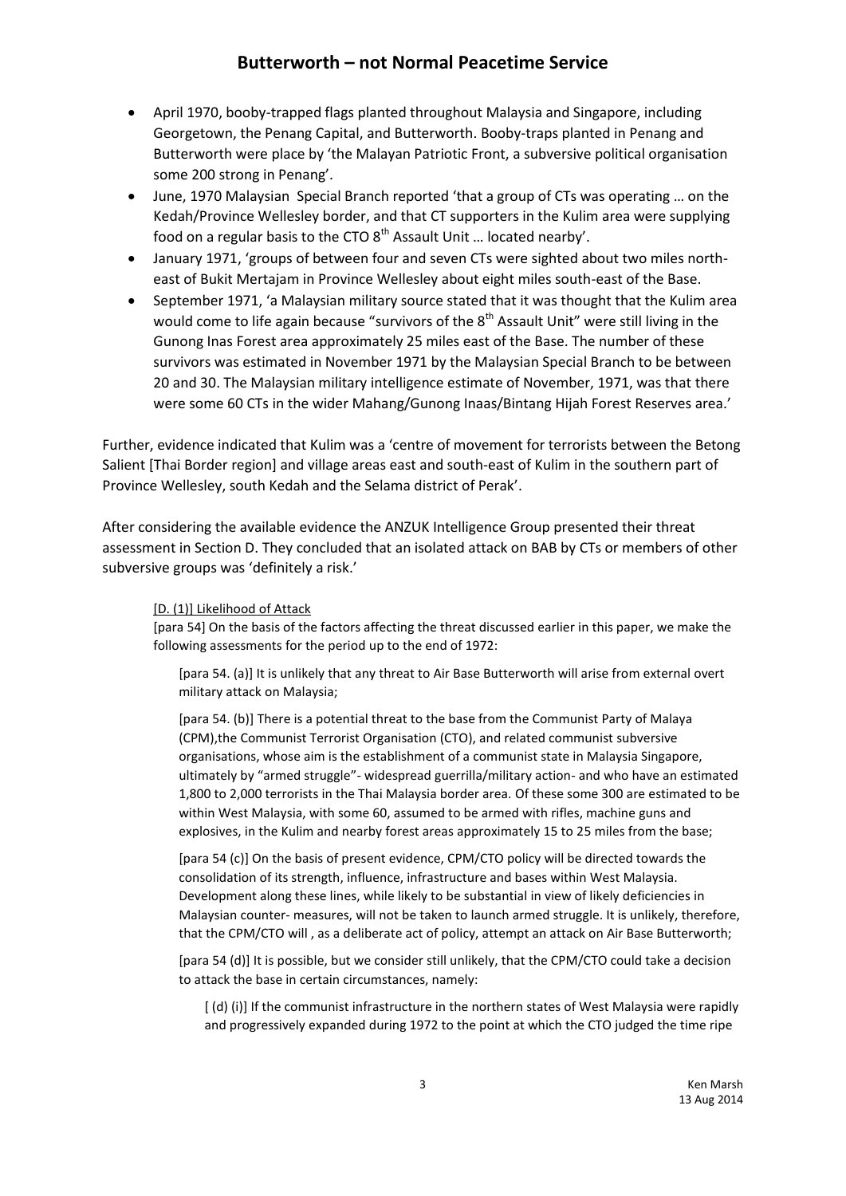- April 1970, booby-trapped flags planted throughout Malaysia and Singapore, including Georgetown, the Penang Capital, and Butterworth. Booby-traps planted in Penang and Butterworth were place by 'the Malayan Patriotic Front, a subversive political organisation some 200 strong in Penang'.
- June, 1970 Malaysian Special Branch reported 'that a group of CTs was operating … on the Kedah/Province Wellesley border, and that CT supporters in the Kulim area were supplying food on a regular basis to the CTO 8th Assault Unit … located nearby'.
- January 1971, 'groups of between four and seven CTs were sighted about two miles north-east of Bukit Mertajam in Province Wellesley about eight miles south-east of the Base.
- September 1971, 'a Malaysian military source stated that it was thought that the Kulim area would come to life again because "survivors of the 8th Assault Unit" were still living in the Gunong Inas Forest area approximately 25 miles east of the Base. The number of these survivors was estimated in November 1971 by the Malaysian Special Branch to be between 20 and 30. The Malaysian military intelligence estimate of November, 1971, was that there were some 60 CTs in the wider Mahang/Gunong Inaas/Bintang Hijah Forest Reserves area.'

Further, evidence indicated that Kulim was a 'centre of movement for terrorists between the Betong Salient [Thai Border region] and village areas east and south-east of Kulim in the southern part of Province Wellesley, south Kedah and the Selama district of Perak'.

After considering the available evidence the ANZUK Intelligence Group presented their threat assessment in Section D. They concluded that an isolated attack on BAB by CTs or members of other subversive groups was 'definitely a risk.'

> [D. (1)] Likelihood of Attack
>
> [para 54] On the basis of the factors affecting the threat discussed earlier in this paper, we make the following assessments for the period up to the end of 1972:
>
> > [para 54. (a)] It is unlikely that any threat to Air Base Butterworth will arise from external overt military attack on Malaysia;
> >
> > [para 54. (b)] There is a potential threat to the base from the Communist Party of Malaya (CPM),the Communist Terrorist Organisation (CTO), and related communist subversive organisations, whose aim is the establishment of a communist state in Malaysia Singapore, ultimately by "armed struggle"- widespread guerrilla/military action- and who have an estimated 1,800 to 2,000 terrorists in the Thai Malaysia border area. Of these some 300 are estimated to be within West Malaysia, with some 60, assumed to be armed with rifles, machine guns and explosives, in the Kulim and nearby forest areas approximately 15 to 25 miles from the base;
> >
> > [para 54 (c)] On the basis of present evidence, CPM/CTO policy will be directed towards the consolidation of its strength, influence, infrastructure and bases within West Malaysia. Development along these lines, while likely to be substantial in view of likely deficiencies in Malaysian counter- measures, will not be taken to launch armed struggle. It is unlikely, therefore, that the CPM/CTO will , as a deliberate act of policy, attempt an attack on Air Base Butterworth;
> >
> > [para 54 (d)] It is possible, but we consider still unlikely, that the CPM/CTO could take a decision to attack the base in certain circumstances, namely:
> >
> > > [ (d) (i)] If the communist infrastructure in the northern states of West Malaysia were rapidly and progressively expanded during 1972 to the point at which the CTO judged the time ripe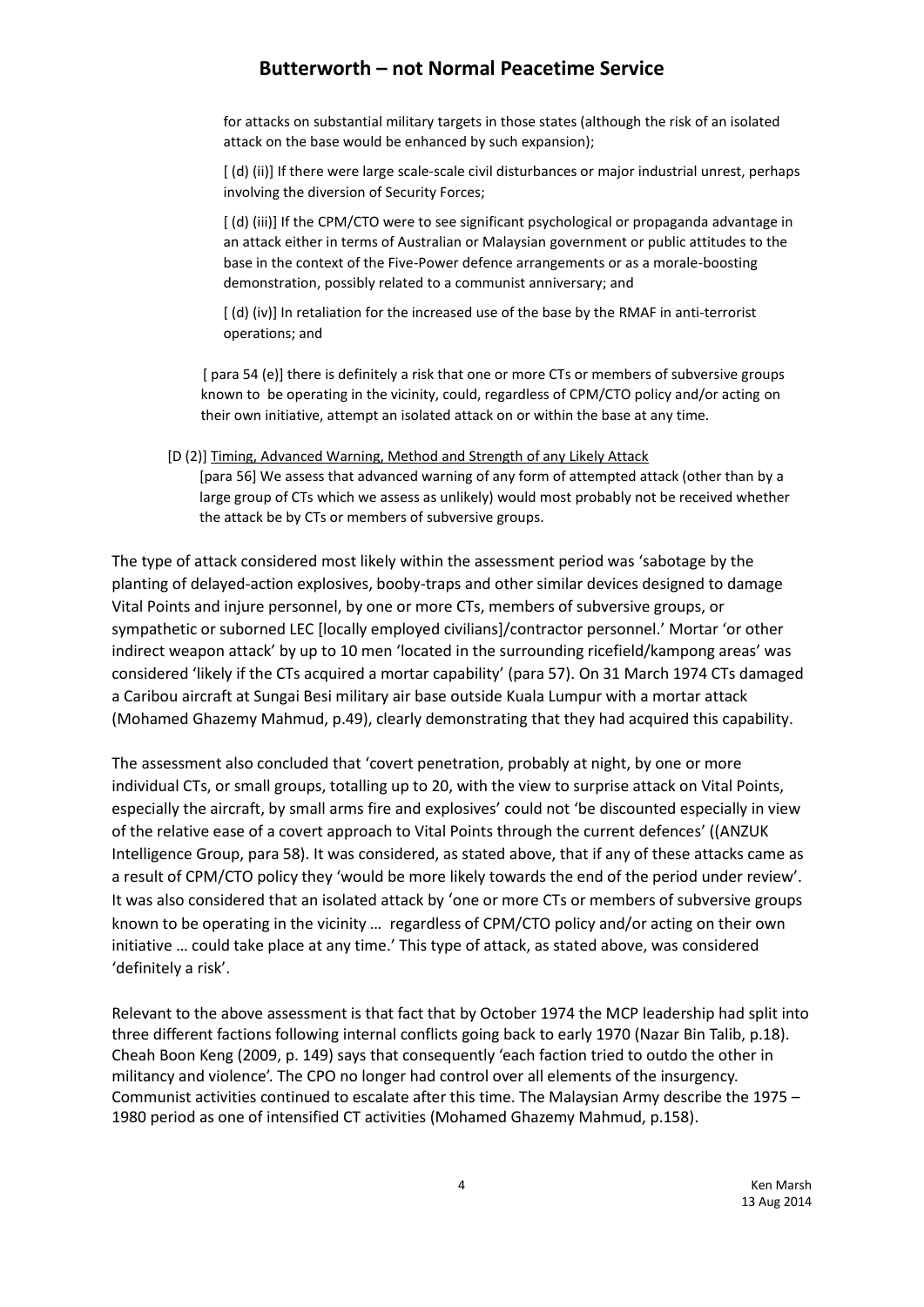for attacks on substantial military targets in those states (although the risk of an isolated attack on the base would be enhanced by such expansion);

[ (d) (ii)] If there were large scale-scale civil disturbances or major industrial unrest, perhaps involving the diversion of Security Forces;

[ (d) (iii)] If the CPM/CTO were to see significant psychological or propaganda advantage in an attack either in terms of Australian or Malaysian government or public attitudes to the base in the context of the Five-Power defence arrangements or as a morale-boosting demonstration, possibly related to a communist anniversary; and

[ (d) (iv)] In retaliation for the increased use of the base by the RMAF in anti-terrorist operations; and

[ para 54 (e)] there is definitely a risk that one or more CTs or members of subversive groups known to be operating in the vicinity, could, regardless of CPM/CTO policy and/or acting on their own initiative, attempt an isolated attack on or within the base at any time.

[D (2)] Timing, Advanced Warning, Method and Strength of any Likely Attack

[para 56] We assess that advanced warning of any form of attempted attack (other than by a large group of CTs which we assess as unlikely) would most probably not be received whether the attack be by CTs or members of subversive groups.

The type of attack considered most likely within the assessment period was 'sabotage by the planting of delayed-action explosives, booby-traps and other similar devices designed to damage Vital Points and injure personnel, by one or more CTs, members of subversive groups, or sympathetic or suborned LEC [locally employed civilians]/contractor personnel.' Mortar 'or other indirect weapon attack' by up to 10 men 'located in the surrounding ricefield/kampong areas' was considered 'likely if the CTs acquired a mortar capability' (para 57). On 31 March 1974 CTs damaged a Caribou aircraft at Sungai Besi military air base outside Kuala Lumpur with a mortar attack (Mohamed Ghazemy Mahmud, p.49), clearly demonstrating that they had acquired this capability.

The assessment also concluded that 'covert penetration, probably at night, by one or more individual CTs, or small groups, totalling up to 20, with the view to surprise attack on Vital Points, especially the aircraft, by small arms fire and explosives' could not 'be discounted especially in view of the relative ease of a covert approach to Vital Points through the current defences' ((ANZUK Intelligence Group, para 58). It was considered, as stated above, that if any of these attacks came as a result of CPM/CTO policy they 'would be more likely towards the end of the period under review'. It was also considered that an isolated attack by 'one or more CTs or members of subversive groups known to be operating in the vicinity … regardless of CPM/CTO policy and/or acting on their own initiative … could take place at any time.' This type of attack, as stated above, was considered 'definitely a risk'.

Relevant to the above assessment is that fact that by October 1974 the MCP leadership had split into three different factions following internal conflicts going back to early 1970 (Nazar Bin Talib, p.18). Cheah Boon Keng (2009, p. 149) says that consequently 'each faction tried to outdo the other in militancy and violence'. The CPO no longer had control over all elements of the insurgency. Communist activities continued to escalate after this time. The Malaysian Army describe the 1975 – 1980 period as one of intensified CT activities (Mohamed Ghazemy Mahmud, p.158).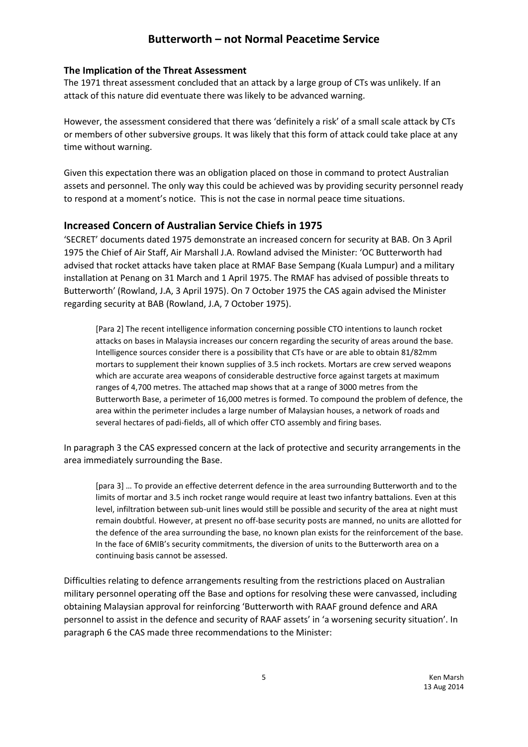## The Implication of the Threat Assessment

The 1971 threat assessment concluded that an attack by a large group of CTs was unlikely. If an attack of this nature did eventuate there was likely to be advanced warning.

However, the assessment considered that there was 'definitely a risk' of a small scale attack by CTs or members of other subversive groups. It was likely that this form of attack could take place at any time without warning.

Given this expectation there was an obligation placed on those in command to protect Australian assets and personnel. The only way this could be achieved was by providing security personnel ready to respond at a moment's notice. This is not the case in normal peace time situations.

## Increased Concern of Australian Service Chiefs in 1975

'SECRET' documents dated 1975 demonstrate an increased concern for security at BAB. On 3 April 1975 the Chief of Air Staff, Air Marshall J.A. Rowland advised the Minister: 'OC Butterworth had advised that rocket attacks have taken place at RMAF Base Sempang (Kuala Lumpur) and a military installation at Penang on 31 March and 1 April 1975. The RMAF has advised of possible threats to Butterworth' (Rowland, J.A, 3 April 1975). On 7 October 1975 the CAS again advised the Minister regarding security at BAB (Rowland, J.A, 7 October 1975).

> [Para 2] The recent intelligence information concerning possible CTO intentions to launch rocket attacks on bases in Malaysia increases our concern regarding the security of areas around the base. Intelligence sources consider there is a possibility that CTs have or are able to obtain 81/82mm mortars to supplement their known supplies of 3.5 inch rockets. Mortars are crew served weapons which are accurate area weapons of considerable destructive force against targets at maximum ranges of 4,700 metres. The attached map shows that at a range of 3000 metres from the Butterworth Base, a perimeter of 16,000 metres is formed. To compound the problem of defence, the area within the perimeter includes a large number of Malaysian houses, a network of roads and several hectares of padi-fields, all of which offer CTO assembly and firing bases.

In paragraph 3 the CAS expressed concern at the lack of protective and security arrangements in the area immediately surrounding the Base.

> [para 3] … To provide an effective deterrent defence in the area surrounding Butterworth and to the limits of mortar and 3.5 inch rocket range would require at least two infantry battalions. Even at this level, infiltration between sub-unit lines would still be possible and security of the area at night must remain doubtful. However, at present no off-base security posts are manned, no units are allotted for the defence of the area surrounding the base, no known plan exists for the reinforcement of the base. In the face of 6MIB's security commitments, the diversion of units to the Butterworth area on a continuing basis cannot be assessed.

Difficulties relating to defence arrangements resulting from the restrictions placed on Australian military personnel operating off the Base and options for resolving these were canvassed, including obtaining Malaysian approval for reinforcing 'Butterworth with RAAF ground defence and ARA personnel to assist in the defence and security of RAAF assets' in 'a worsening security situation'. In paragraph 6 the CAS made three recommendations to the Minister: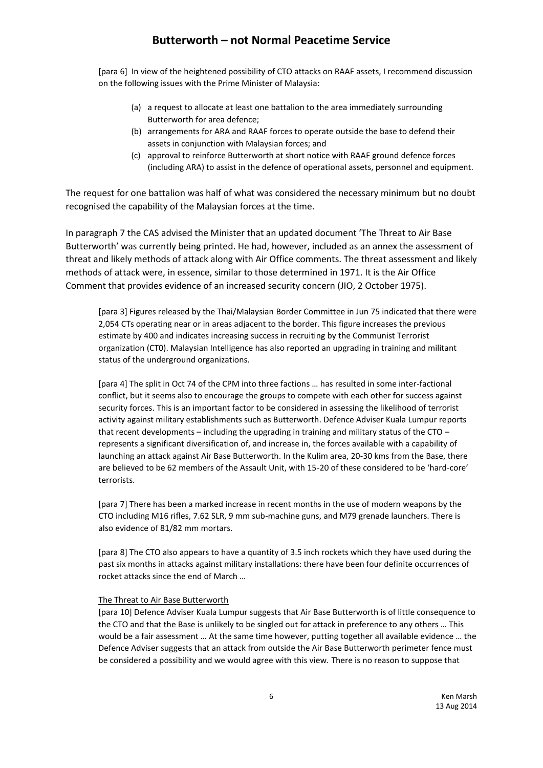[para 6] In view of the heightened possibility of CTO attacks on RAAF assets, I recommend discussion on the following issues with the Prime Minister of Malaysia:

> (a) a request to allocate at least one battalion to the area immediately surrounding Butterworth for area defence;
> (b) arrangements for ARA and RAAF forces to operate outside the base to defend their assets in conjunction with Malaysian forces; and
> (c) approval to reinforce Butterworth at short notice with RAAF ground defence forces (including ARA) to assist in the defence of operational assets, personnel and equipment.

The request for one battalion was half of what was considered the necessary minimum but no doubt recognised the capability of the Malaysian forces at the time.

In paragraph 7 the CAS advised the Minister that an updated document 'The Threat to Air Base Butterworth' was currently being printed. He had, however, included as an annex the assessment of threat and likely methods of attack along with Air Office comments. The threat assessment and likely methods of attack were, in essence, similar to those determined in 1971. It is the Air Office Comment that provides evidence of an increased security concern (JIO, 2 October 1975).

> [para 3] Figures released by the Thai/Malaysian Border Committee in Jun 75 indicated that there were 2,054 CTs operating near or in areas adjacent to the border. This figure increases the previous estimate by 400 and indicates increasing success in recruiting by the Communist Terrorist organization (CT0). Malaysian Intelligence has also reported an upgrading in training and militant status of the underground organizations.
>
> [para 4] The split in Oct 74 of the CPM into three factions … has resulted in some inter-factional conflict, but it seems also to encourage the groups to compete with each other for success against security forces. This is an important factor to be considered in assessing the likelihood of terrorist activity against military establishments such as Butterworth. Defence Adviser Kuala Lumpur reports that recent developments – including the upgrading in training and military status of the CTO – represents a significant diversification of, and increase in, the forces available with a capability of launching an attack against Air Base Butterworth. In the Kulim area, 20-30 kms from the Base, there are believed to be 62 members of the Assault Unit, with 15-20 of these considered to be 'hard-core' terrorists.
>
> [para 7] There has been a marked increase in recent months in the use of modern weapons by the CTO including M16 rifles, 7.62 SLR, 9 mm sub-machine guns, and M79 grenade launchers. There is also evidence of 81/82 mm mortars.
>
> [para 8] The CTO also appears to have a quantity of 3.5 inch rockets which they have used during the past six months in attacks against military installations: there have been four definite occurrences of rocket attacks since the end of March …
>
> The Threat to Air Base Butterworth
>
> [para 10] Defence Adviser Kuala Lumpur suggests that Air Base Butterworth is of little consequence to the CTO and that the Base is unlikely to be singled out for attack in preference to any others … This would be a fair assessment … At the same time however, putting together all available evidence … the Defence Adviser suggests that an attack from outside the Air Base Butterworth perimeter fence must be considered a possibility and we would agree with this view. There is no reason to suppose that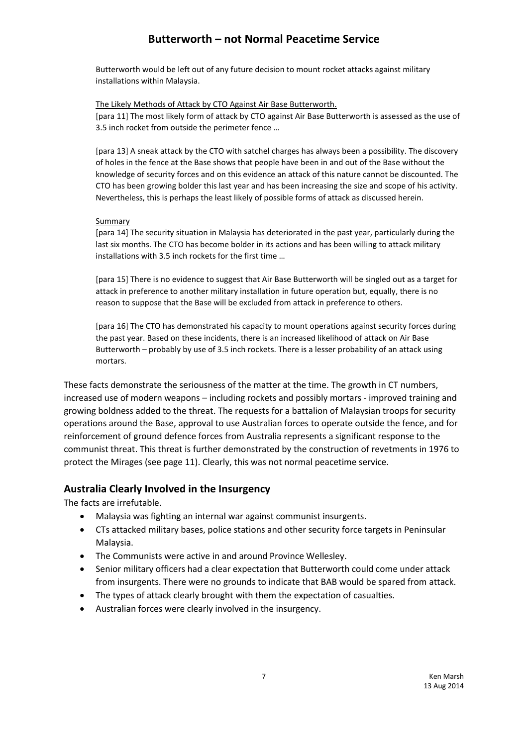Butterworth would be left out of any future decision to mount rocket attacks against military installations within Malaysia.

<u>The Likely Methods of Attack by CTO Against Air Base Butterworth.</u>

[para 11] The most likely form of attack by CTO against Air Base Butterworth is assessed as the use of 3.5 inch rocket from outside the perimeter fence …

[para 13] A sneak attack by the CTO with satchel charges has always been a possibility. The discovery of holes in the fence at the Base shows that people have been in and out of the Base without the knowledge of security forces and on this evidence an attack of this nature cannot be discounted. The CTO has been growing bolder this last year and has been increasing the size and scope of his activity. Nevertheless, this is perhaps the least likely of possible forms of attack as discussed herein.

<u>Summary</u>

[para 14] The security situation in Malaysia has deteriorated in the past year, particularly during the last six months. The CTO has become bolder in its actions and has been willing to attack military installations with 3.5 inch rockets for the first time …

[para 15] There is no evidence to suggest that Air Base Butterworth will be singled out as a target for attack in preference to another military installation in future operation but, equally, there is no reason to suppose that the Base will be excluded from attack in preference to others.

[para 16] The CTO has demonstrated his capacity to mount operations against security forces during the past year. Based on these incidents, there is an increased likelihood of attack on Air Base Butterworth – probably by use of 3.5 inch rockets. There is a lesser probability of an attack using mortars.

These facts demonstrate the seriousness of the matter at the time. The growth in CT numbers, increased use of modern weapons – including rockets and possibly mortars - improved training and growing boldness added to the threat. The requests for a battalion of Malaysian troops for security operations around the Base, approval to use Australian forces to operate outside the fence, and for reinforcement of ground defence forces from Australia represents a significant response to the communist threat. This threat is further demonstrated by the construction of revetments in 1976 to protect the Mirages (see page 11). Clearly, this was not normal peacetime service.

## Australia Clearly Involved in the Insurgency

The facts are irrefutable.

- Malaysia was fighting an internal war against communist insurgents.
- CTs attacked military bases, police stations and other security force targets in Peninsular Malaysia.
- The Communists were active in and around Province Wellesley.
- Senior military officers had a clear expectation that Butterworth could come under attack from insurgents. There were no grounds to indicate that BAB would be spared from attack.
- The types of attack clearly brought with them the expectation of casualties.
- Australian forces were clearly involved in the insurgency.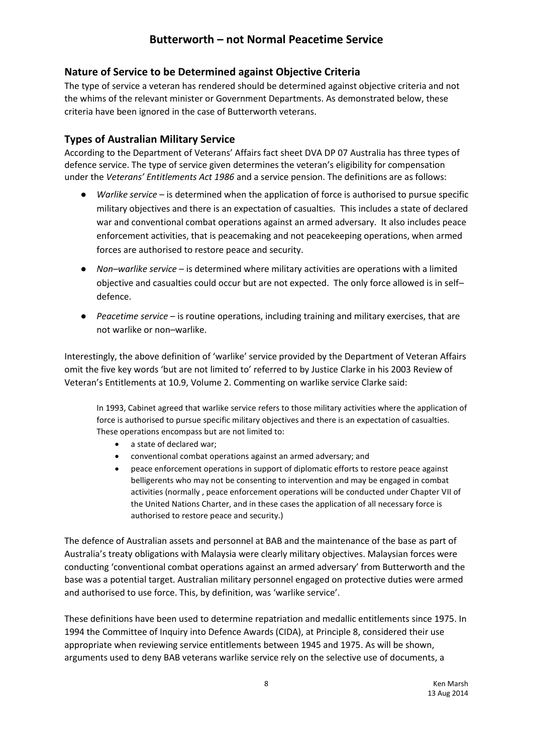## Butterworth – not Normal Peacetime Service

### Nature of Service to be Determined against Objective Criteria

The type of service a veteran has rendered should be determined against objective criteria and not the whims of the relevant minister or Government Departments. As demonstrated below, these criteria have been ignored in the case of Butterworth veterans.

### Types of Australian Military Service

According to the Department of Veterans' Affairs fact sheet DVA DP 07 Australia has three types of defence service. The type of service given determines the veteran's eligibility for compensation under the *Veterans' Entitlements Act 1986* and a service pension. The definitions are as follows:

- *Warlike service* – is determined when the application of force is authorised to pursue specific military objectives and there is an expectation of casualties. This includes a state of declared war and conventional combat operations against an armed adversary. It also includes peace enforcement activities, that is peacemaking and not peacekeeping operations, when armed forces are authorised to restore peace and security.
- *Non–warlike service* – is determined where military activities are operations with a limited objective and casualties could occur but are not expected. The only force allowed is in self–defence.
- *Peacetime service* – is routine operations, including training and military exercises, that are not warlike or non–warlike.

Interestingly, the above definition of 'warlike' service provided by the Department of Veteran Affairs omit the five key words 'but are not limited to' referred to by Justice Clarke in his 2003 Review of Veteran's Entitlements at 10.9, Volume 2. Commenting on warlike service Clarke said:

> In 1993, Cabinet agreed that warlike service refers to those military activities where the application of force is authorised to pursue specific military objectives and there is an expectation of casualties. These operations encompass but are not limited to:
>
> - a state of declared war;
> - conventional combat operations against an armed adversary; and
> - peace enforcement operations in support of diplomatic efforts to restore peace against belligerents who may not be consenting to intervention and may be engaged in combat activities (normally , peace enforcement operations will be conducted under Chapter VII of the United Nations Charter, and in these cases the application of all necessary force is authorised to restore peace and security.)

The defence of Australian assets and personnel at BAB and the maintenance of the base as part of Australia's treaty obligations with Malaysia were clearly military objectives. Malaysian forces were conducting 'conventional combat operations against an armed adversary' from Butterworth and the base was a potential target. Australian military personnel engaged on protective duties were armed and authorised to use force. This, by definition, was 'warlike service'.

These definitions have been used to determine repatriation and medallic entitlements since 1975. In 1994 the Committee of Inquiry into Defence Awards (CIDA), at Principle 8, considered their use appropriate when reviewing service entitlements between 1945 and 1975. As will be shown, arguments used to deny BAB veterans warlike service rely on the selective use of documents, a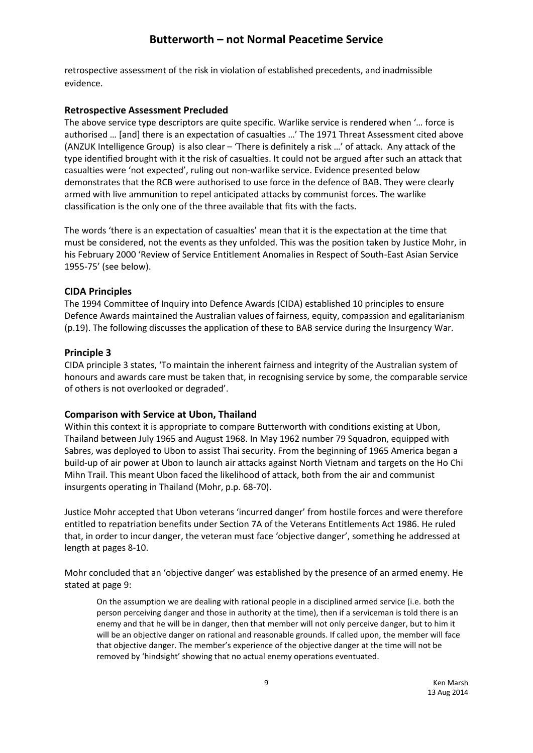retrospective assessment of the risk in violation of established precedents, and inadmissible evidence.

### Retrospective Assessment Precluded

The above service type descriptors are quite specific. Warlike service is rendered when '… force is authorised … [and] there is an expectation of casualties …' The 1971 Threat Assessment cited above (ANZUK Intelligence Group) is also clear – 'There is definitely a risk …' of attack. Any attack of the type identified brought with it the risk of casualties. It could not be argued after such an attack that casualties were 'not expected', ruling out non-warlike service. Evidence presented below demonstrates that the RCB were authorised to use force in the defence of BAB. They were clearly armed with live ammunition to repel anticipated attacks by communist forces. The warlike classification is the only one of the three available that fits with the facts.

The words 'there is an expectation of casualties' mean that it is the expectation at the time that must be considered, not the events as they unfolded. This was the position taken by Justice Mohr, in his February 2000 'Review of Service Entitlement Anomalies in Respect of South-East Asian Service 1955-75' (see below).

### CIDA Principles

The 1994 Committee of Inquiry into Defence Awards (CIDA) established 10 principles to ensure Defence Awards maintained the Australian values of fairness, equity, compassion and egalitarianism (p.19). The following discusses the application of these to BAB service during the Insurgency War.

### Principle 3

CIDA principle 3 states, 'To maintain the inherent fairness and integrity of the Australian system of honours and awards care must be taken that, in recognising service by some, the comparable service of others is not overlooked or degraded'.

### Comparison with Service at Ubon, Thailand

Within this context it is appropriate to compare Butterworth with conditions existing at Ubon, Thailand between July 1965 and August 1968. In May 1962 number 79 Squadron, equipped with Sabres, was deployed to Ubon to assist Thai security. From the beginning of 1965 America began a build-up of air power at Ubon to launch air attacks against North Vietnam and targets on the Ho Chi Mihn Trail. This meant Ubon faced the likelihood of attack, both from the air and communist insurgents operating in Thailand (Mohr, p.p. 68-70).

Justice Mohr accepted that Ubon veterans 'incurred danger' from hostile forces and were therefore entitled to repatriation benefits under Section 7A of the Veterans Entitlements Act 1986. He ruled that, in order to incur danger, the veteran must face 'objective danger', something he addressed at length at pages 8-10.

Mohr concluded that an 'objective danger' was established by the presence of an armed enemy. He stated at page 9:

> On the assumption we are dealing with rational people in a disciplined armed service (i.e. both the person perceiving danger and those in authority at the time), then if a serviceman is told there is an enemy and that he will be in danger, then that member will not only perceive danger, but to him it will be an objective danger on rational and reasonable grounds. If called upon, the member will face that objective danger. The member's experience of the objective danger at the time will not be removed by 'hindsight' showing that no actual enemy operations eventuated.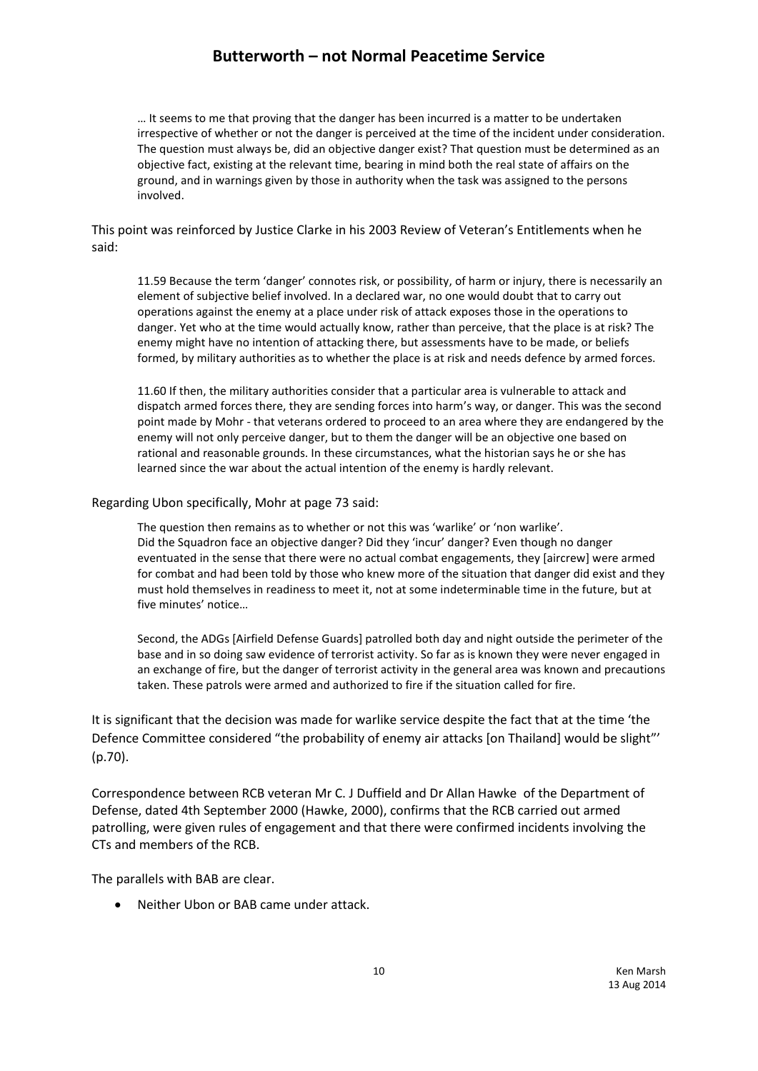> … It seems to me that proving that the danger has been incurred is a matter to be undertaken irrespective of whether or not the danger is perceived at the time of the incident under consideration. The question must always be, did an objective danger exist? That question must be determined as an objective fact, existing at the relevant time, bearing in mind both the real state of affairs on the ground, and in warnings given by those in authority when the task was assigned to the persons involved.

This point was reinforced by Justice Clarke in his 2003 Review of Veteran's Entitlements when he said:

> 11.59 Because the term 'danger' connotes risk, or possibility, of harm or injury, there is necessarily an element of subjective belief involved. In a declared war, no one would doubt that to carry out operations against the enemy at a place under risk of attack exposes those in the operations to danger. Yet who at the time would actually know, rather than perceive, that the place is at risk? The enemy might have no intention of attacking there, but assessments have to be made, or beliefs formed, by military authorities as to whether the place is at risk and needs defence by armed forces.
>
> 11.60 If then, the military authorities consider that a particular area is vulnerable to attack and dispatch armed forces there, they are sending forces into harm's way, or danger. This was the second point made by Mohr - that veterans ordered to proceed to an area where they are endangered by the enemy will not only perceive danger, but to them the danger will be an objective one based on rational and reasonable grounds. In these circumstances, what the historian says he or she has learned since the war about the actual intention of the enemy is hardly relevant.

Regarding Ubon specifically, Mohr at page 73 said:

> The question then remains as to whether or not this was 'warlike' or 'non warlike'. Did the Squadron face an objective danger? Did they 'incur' danger? Even though no danger eventuated in the sense that there were no actual combat engagements, they [aircrew] were armed for combat and had been told by those who knew more of the situation that danger did exist and they must hold themselves in readiness to meet it, not at some indeterminable time in the future, but at five minutes' notice…
>
> Second, the ADGs [Airfield Defense Guards] patrolled both day and night outside the perimeter of the base and in so doing saw evidence of terrorist activity. So far as is known they were never engaged in an exchange of fire, but the danger of terrorist activity in the general area was known and precautions taken. These patrols were armed and authorized to fire if the situation called for fire.

It is significant that the decision was made for warlike service despite the fact that at the time 'the Defence Committee considered "the probability of enemy air attacks [on Thailand] would be slight"' (p.70).

Correspondence between RCB veteran Mr C. J Duffield and Dr Allan Hawke of the Department of Defense, dated 4th September 2000 (Hawke, 2000), confirms that the RCB carried out armed patrolling, were given rules of engagement and that there were confirmed incidents involving the CTs and members of the RCB.

The parallels with BAB are clear.

- Neither Ubon or BAB came under attack.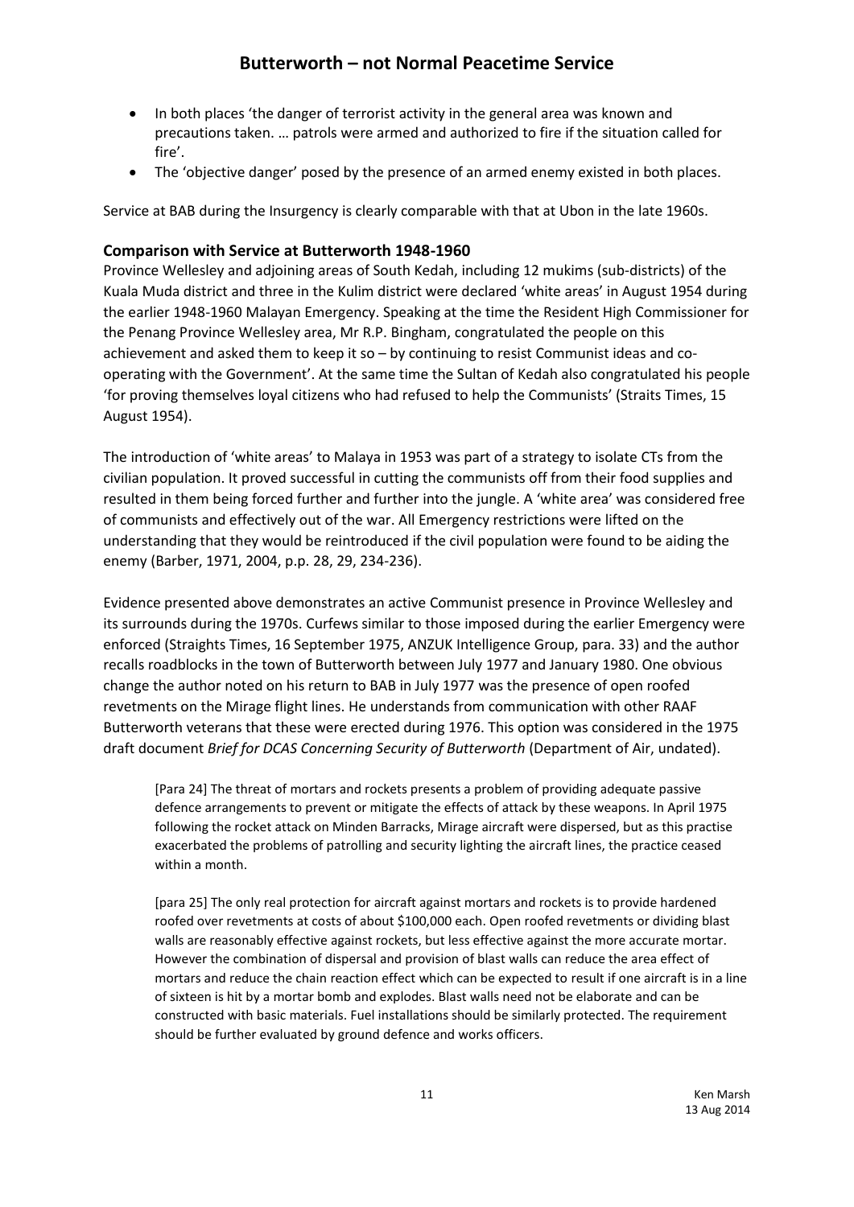- In both places 'the danger of terrorist activity in the general area was known and precautions taken. … patrols were armed and authorized to fire if the situation called for fire'.
- The 'objective danger' posed by the presence of an armed enemy existed in both places.

Service at BAB during the Insurgency is clearly comparable with that at Ubon in the late 1960s.

### Comparison with Service at Butterworth 1948-1960

Province Wellesley and adjoining areas of South Kedah, including 12 mukims (sub-districts) of the Kuala Muda district and three in the Kulim district were declared 'white areas' in August 1954 during the earlier 1948-1960 Malayan Emergency. Speaking at the time the Resident High Commissioner for the Penang Province Wellesley area, Mr R.P. Bingham, congratulated the people on this achievement and asked them to keep it so – by continuing to resist Communist ideas and co-operating with the Government'. At the same time the Sultan of Kedah also congratulated his people 'for proving themselves loyal citizens who had refused to help the Communists' (Straits Times, 15 August 1954).

The introduction of 'white areas' to Malaya in 1953 was part of a strategy to isolate CTs from the civilian population. It proved successful in cutting the communists off from their food supplies and resulted in them being forced further and further into the jungle. A 'white area' was considered free of communists and effectively out of the war. All Emergency restrictions were lifted on the understanding that they would be reintroduced if the civil population were found to be aiding the enemy (Barber, 1971, 2004, p.p. 28, 29, 234-236).

Evidence presented above demonstrates an active Communist presence in Province Wellesley and its surrounds during the 1970s. Curfews similar to those imposed during the earlier Emergency were enforced (Straights Times, 16 September 1975, ANZUK Intelligence Group, para. 33) and the author recalls roadblocks in the town of Butterworth between July 1977 and January 1980. One obvious change the author noted on his return to BAB in July 1977 was the presence of open roofed revetments on the Mirage flight lines. He understands from communication with other RAAF Butterworth veterans that these were erected during 1976. This option was considered in the 1975 draft document *Brief for DCAS Concerning Security of Butterworth* (Department of Air, undated).

> [Para 24] The threat of mortars and rockets presents a problem of providing adequate passive defence arrangements to prevent or mitigate the effects of attack by these weapons. In April 1975 following the rocket attack on Minden Barracks, Mirage aircraft were dispersed, but as this practise exacerbated the problems of patrolling and security lighting the aircraft lines, the practice ceased within a month.
>
> [para 25] The only real protection for aircraft against mortars and rockets is to provide hardened roofed over revetments at costs of about $100,000 each. Open roofed revetments or dividing blast walls are reasonably effective against rockets, but less effective against the more accurate mortar. However the combination of dispersal and provision of blast walls can reduce the area effect of mortars and reduce the chain reaction effect which can be expected to result if one aircraft is in a line of sixteen is hit by a mortar bomb and explodes. Blast walls need not be elaborate and can be constructed with basic materials. Fuel installations should be similarly protected. The requirement should be further evaluated by ground defence and works officers.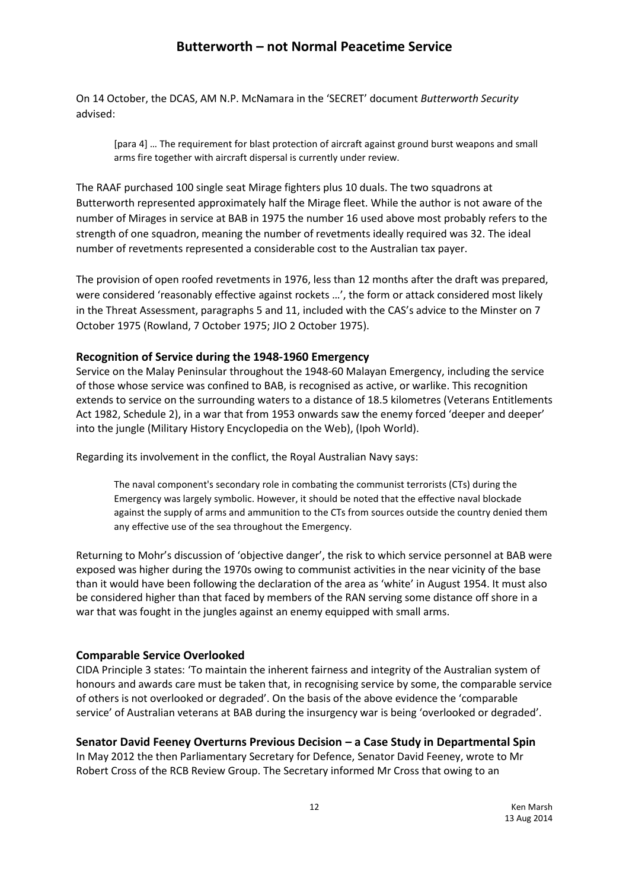On 14 October, the DCAS, AM N.P. McNamara in the 'SECRET' document *Butterworth Security* advised:

> [para 4] … The requirement for blast protection of aircraft against ground burst weapons and small arms fire together with aircraft dispersal is currently under review.

The RAAF purchased 100 single seat Mirage fighters plus 10 duals. The two squadrons at Butterworth represented approximately half the Mirage fleet. While the author is not aware of the number of Mirages in service at BAB in 1975 the number 16 used above most probably refers to the strength of one squadron, meaning the number of revetments ideally required was 32. The ideal number of revetments represented a considerable cost to the Australian tax payer.

The provision of open roofed revetments in 1976, less than 12 months after the draft was prepared, were considered 'reasonably effective against rockets …', the form or attack considered most likely in the Threat Assessment, paragraphs 5 and 11, included with the CAS's advice to the Minster on 7 October 1975 (Rowland, 7 October 1975; JIO 2 October 1975).

### Recognition of Service during the 1948-1960 Emergency

Service on the Malay Peninsular throughout the 1948-60 Malayan Emergency, including the service of those whose service was confined to BAB, is recognised as active, or warlike. This recognition extends to service on the surrounding waters to a distance of 18.5 kilometres (Veterans Entitlements Act 1982, Schedule 2), in a war that from 1953 onwards saw the enemy forced 'deeper and deeper' into the jungle (Military History Encyclopedia on the Web), (Ipoh World).

Regarding its involvement in the conflict, the Royal Australian Navy says:

> The naval component's secondary role in combating the communist terrorists (CTs) during the Emergency was largely symbolic. However, it should be noted that the effective naval blockade against the supply of arms and ammunition to the CTs from sources outside the country denied them any effective use of the sea throughout the Emergency.

Returning to Mohr's discussion of 'objective danger', the risk to which service personnel at BAB were exposed was higher during the 1970s owing to communist activities in the near vicinity of the base than it would have been following the declaration of the area as 'white' in August 1954. It must also be considered higher than that faced by members of the RAN serving some distance off shore in a war that was fought in the jungles against an enemy equipped with small arms.

### Comparable Service Overlooked

CIDA Principle 3 states: 'To maintain the inherent fairness and integrity of the Australian system of honours and awards care must be taken that, in recognising service by some, the comparable service of others is not overlooked or degraded'. On the basis of the above evidence the 'comparable service' of Australian veterans at BAB during the insurgency war is being 'overlooked or degraded'.

### Senator David Feeney Overturns Previous Decision – a Case Study in Departmental Spin

In May 2012 the then Parliamentary Secretary for Defence, Senator David Feeney, wrote to Mr Robert Cross of the RCB Review Group. The Secretary informed Mr Cross that owing to an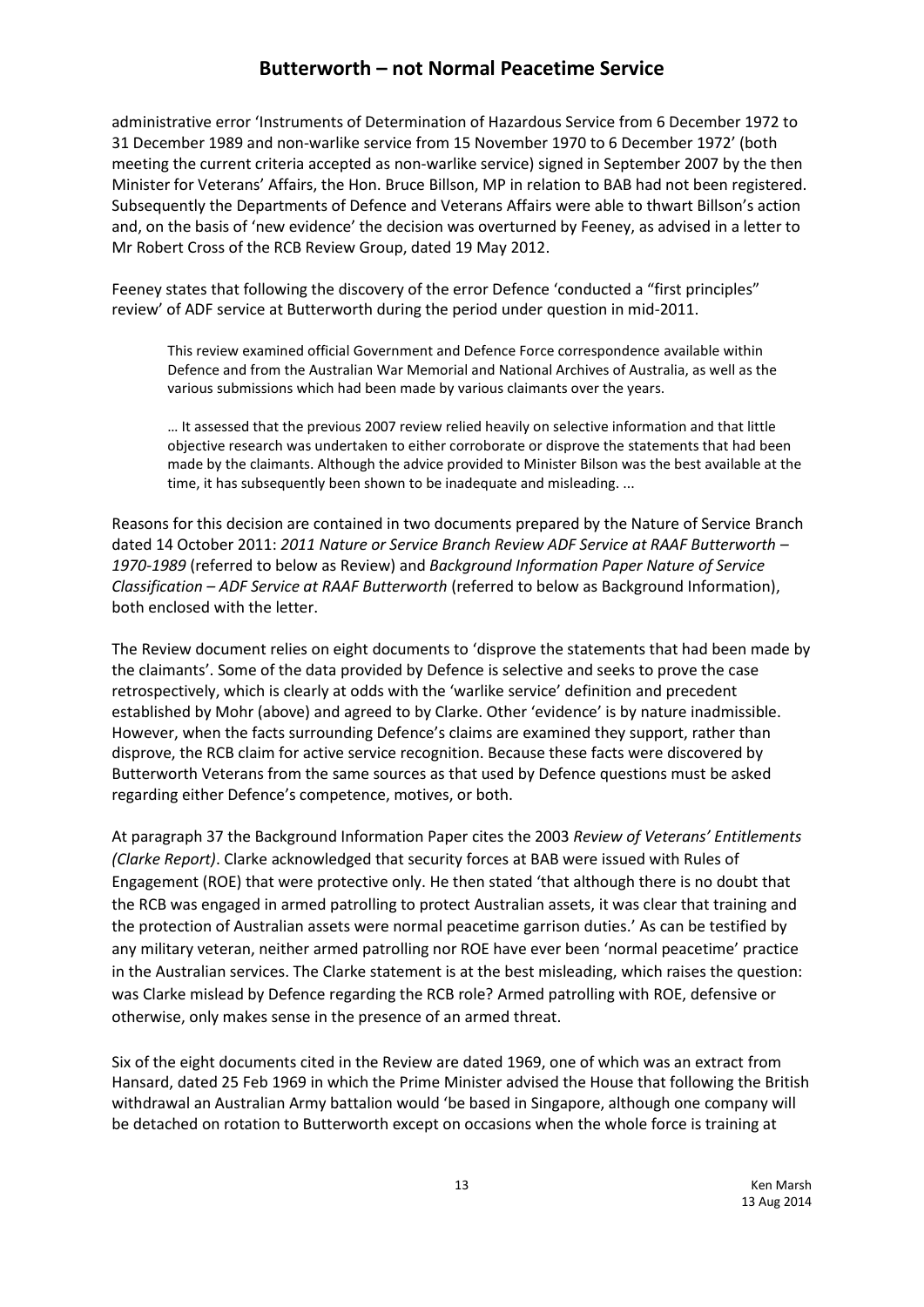administrative error 'Instruments of Determination of Hazardous Service from 6 December 1972 to 31 December 1989 and non-warlike service from 15 November 1970 to 6 December 1972' (both meeting the current criteria accepted as non-warlike service) signed in September 2007 by the then Minister for Veterans' Affairs, the Hon. Bruce Billson, MP in relation to BAB had not been registered. Subsequently the Departments of Defence and Veterans Affairs were able to thwart Billson's action and, on the basis of 'new evidence' the decision was overturned by Feeney, as advised in a letter to Mr Robert Cross of the RCB Review Group, dated 19 May 2012.

Feeney states that following the discovery of the error Defence 'conducted a "first principles" review' of ADF service at Butterworth during the period under question in mid-2011.

> This review examined official Government and Defence Force correspondence available within Defence and from the Australian War Memorial and National Archives of Australia, as well as the various submissions which had been made by various claimants over the years.
>
> … It assessed that the previous 2007 review relied heavily on selective information and that little objective research was undertaken to either corroborate or disprove the statements that had been made by the claimants. Although the advice provided to Minister Bilson was the best available at the time, it has subsequently been shown to be inadequate and misleading. ...

Reasons for this decision are contained in two documents prepared by the Nature of Service Branch dated 14 October 2011: *2011 Nature or Service Branch Review ADF Service at RAAF Butterworth – 1970-1989* (referred to below as Review) and *Background Information Paper Nature of Service Classification – ADF Service at RAAF Butterworth* (referred to below as Background Information), both enclosed with the letter.

The Review document relies on eight documents to 'disprove the statements that had been made by the claimants'. Some of the data provided by Defence is selective and seeks to prove the case retrospectively, which is clearly at odds with the 'warlike service' definition and precedent established by Mohr (above) and agreed to by Clarke. Other 'evidence' is by nature inadmissible. However, when the facts surrounding Defence's claims are examined they support, rather than disprove, the RCB claim for active service recognition. Because these facts were discovered by Butterworth Veterans from the same sources as that used by Defence questions must be asked regarding either Defence's competence, motives, or both.

At paragraph 37 the Background Information Paper cites the 2003 *Review of Veterans' Entitlements (Clarke Report)*. Clarke acknowledged that security forces at BAB were issued with Rules of Engagement (ROE) that were protective only. He then stated 'that although there is no doubt that the RCB was engaged in armed patrolling to protect Australian assets, it was clear that training and the protection of Australian assets were normal peacetime garrison duties.' As can be testified by any military veteran, neither armed patrolling nor ROE have ever been 'normal peacetime' practice in the Australian services. The Clarke statement is at the best misleading, which raises the question: was Clarke mislead by Defence regarding the RCB role? Armed patrolling with ROE, defensive or otherwise, only makes sense in the presence of an armed threat.

Six of the eight documents cited in the Review are dated 1969, one of which was an extract from Hansard, dated 25 Feb 1969 in which the Prime Minister advised the House that following the British withdrawal an Australian Army battalion would 'be based in Singapore, although one company will be detached on rotation to Butterworth except on occasions when the whole force is training at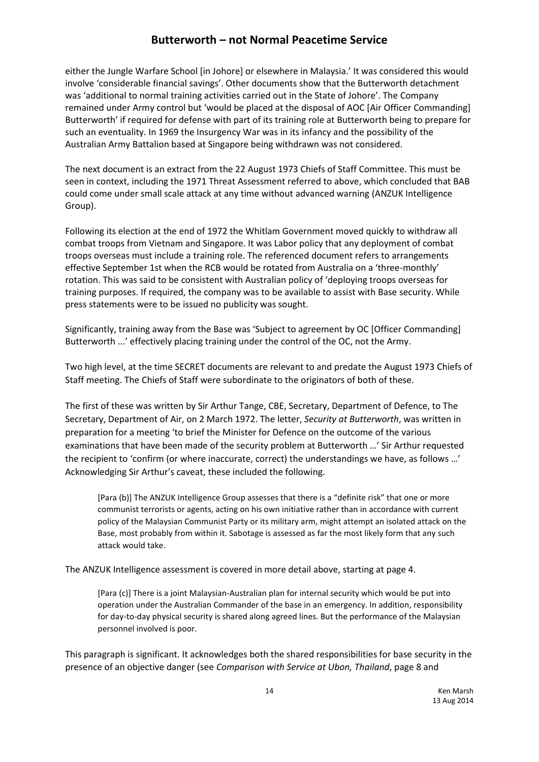either the Jungle Warfare School [in Johore] or elsewhere in Malaysia.' It was considered this would involve 'considerable financial savings'. Other documents show that the Butterworth detachment was 'additional to normal training activities carried out in the State of Johore'. The Company remained under Army control but 'would be placed at the disposal of AOC [Air Officer Commanding] Butterworth' if required for defense with part of its training role at Butterworth being to prepare for such an eventuality. In 1969 the Insurgency War was in its infancy and the possibility of the Australian Army Battalion based at Singapore being withdrawn was not considered.

The next document is an extract from the 22 August 1973 Chiefs of Staff Committee. This must be seen in context, including the 1971 Threat Assessment referred to above, which concluded that BAB could come under small scale attack at any time without advanced warning (ANZUK Intelligence Group).

Following its election at the end of 1972 the Whitlam Government moved quickly to withdraw all combat troops from Vietnam and Singapore. It was Labor policy that any deployment of combat troops overseas must include a training role. The referenced document refers to arrangements effective September 1st when the RCB would be rotated from Australia on a 'three-monthly' rotation. This was said to be consistent with Australian policy of 'deploying troops overseas for training purposes. If required, the company was to be available to assist with Base security. While press statements were to be issued no publicity was sought.

Significantly, training away from the Base was 'Subject to agreement by OC [Officer Commanding] Butterworth ...' effectively placing training under the control of the OC, not the Army.

Two high level, at the time SECRET documents are relevant to and predate the August 1973 Chiefs of Staff meeting. The Chiefs of Staff were subordinate to the originators of both of these.

The first of these was written by Sir Arthur Tange, CBE, Secretary, Department of Defence, to The Secretary, Department of Air, on 2 March 1972. The letter, *Security at Butterworth*, was written in preparation for a meeting 'to brief the Minister for Defence on the outcome of the various examinations that have been made of the security problem at Butterworth …' Sir Arthur requested the recipient to 'confirm (or where inaccurate, correct) the understandings we have, as follows …' Acknowledging Sir Arthur's caveat, these included the following.

> [Para (b)] The ANZUK Intelligence Group assesses that there is a "definite risk" that one or more communist terrorists or agents, acting on his own initiative rather than in accordance with current policy of the Malaysian Communist Party or its military arm, might attempt an isolated attack on the Base, most probably from within it. Sabotage is assessed as far the most likely form that any such attack would take.

The ANZUK Intelligence assessment is covered in more detail above, starting at page 4.

> [Para (c)] There is a joint Malaysian-Australian plan for internal security which would be put into operation under the Australian Commander of the base in an emergency. In addition, responsibility for day-to-day physical security is shared along agreed lines. But the performance of the Malaysian personnel involved is poor.

This paragraph is significant. It acknowledges both the shared responsibilities for base security in the presence of an objective danger (see *Comparison with Service at Ubon, Thailand*, page 8 and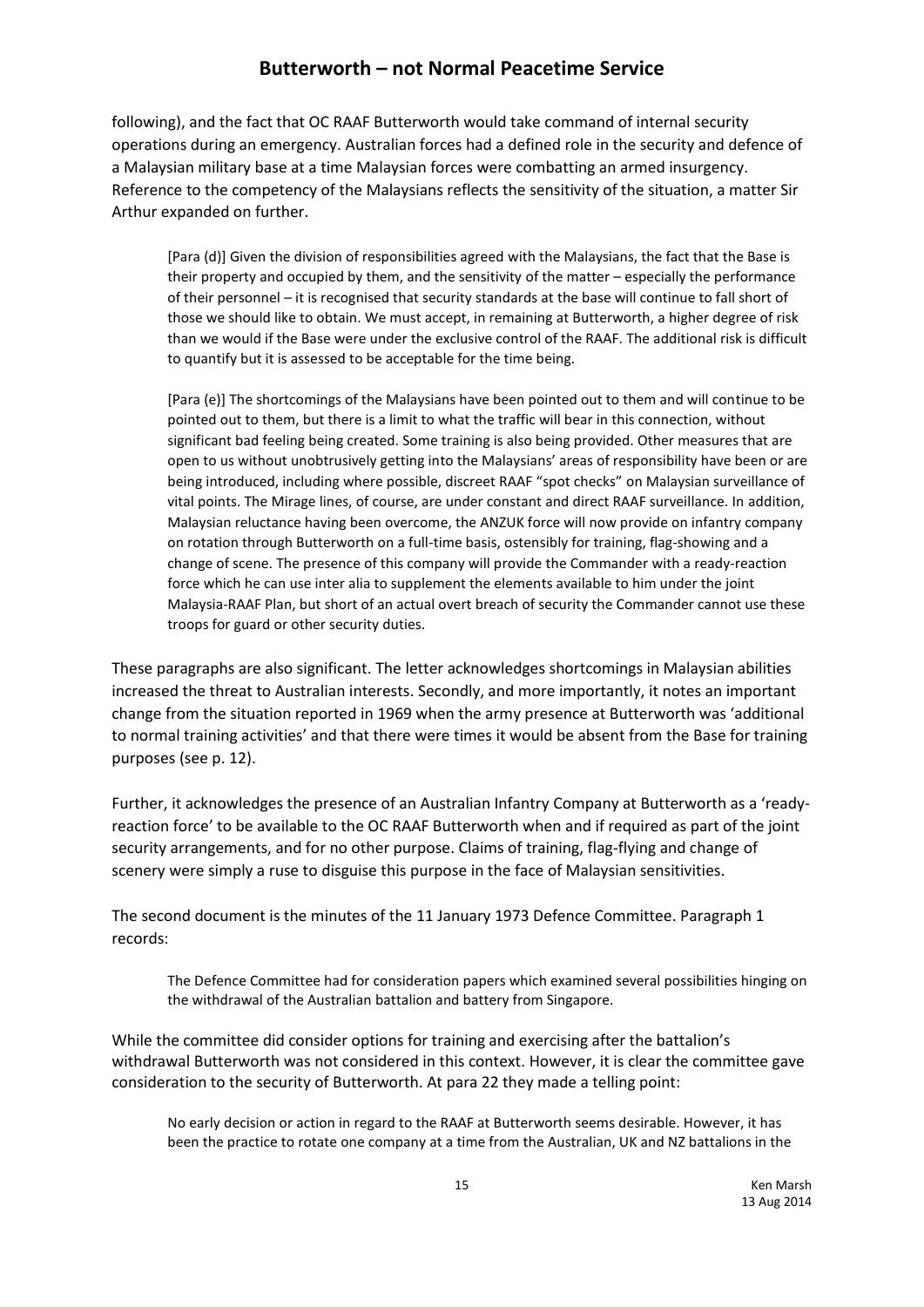following), and the fact that OC RAAF Butterworth would take command of internal security operations during an emergency. Australian forces had a defined role in the security and defence of a Malaysian military base at a time Malaysian forces were combatting an armed insurgency. Reference to the competency of the Malaysians reflects the sensitivity of the situation, a matter Sir Arthur expanded on further.

> [Para (d)] Given the division of responsibilities agreed with the Malaysians, the fact that the Base is their property and occupied by them, and the sensitivity of the matter – especially the performance of their personnel – it is recognised that security standards at the base will continue to fall short of those we should like to obtain. We must accept, in remaining at Butterworth, a higher degree of risk than we would if the Base were under the exclusive control of the RAAF. The additional risk is difficult to quantify but it is assessed to be acceptable for the time being.
>
> [Para (e)] The shortcomings of the Malaysians have been pointed out to them and will continue to be pointed out to them, but there is a limit to what the traffic will bear in this connection, without significant bad feeling being created. Some training is also being provided. Other measures that are open to us without unobtrusively getting into the Malaysians' areas of responsibility have been or are being introduced, including where possible, discreet RAAF "spot checks" on Malaysian surveillance of vital points. The Mirage lines, of course, are under constant and direct RAAF surveillance. In addition, Malaysian reluctance having been overcome, the ANZUK force will now provide on infantry company on rotation through Butterworth on a full-time basis, ostensibly for training, flag-showing and a change of scene. The presence of this company will provide the Commander with a ready-reaction force which he can use inter alia to supplement the elements available to him under the joint Malaysia-RAAF Plan, but short of an actual overt breach of security the Commander cannot use these troops for guard or other security duties.

These paragraphs are also significant. The letter acknowledges shortcomings in Malaysian abilities increased the threat to Australian interests. Secondly, and more importantly, it notes an important change from the situation reported in 1969 when the army presence at Butterworth was 'additional to normal training activities' and that there were times it would be absent from the Base for training purposes (see p. 12).

Further, it acknowledges the presence of an Australian Infantry Company at Butterworth as a 'ready-reaction force' to be available to the OC RAAF Butterworth when and if required as part of the joint security arrangements, and for no other purpose. Claims of training, flag-flying and change of scenery were simply a ruse to disguise this purpose in the face of Malaysian sensitivities.

The second document is the minutes of the 11 January 1973 Defence Committee. Paragraph 1 records:

> The Defence Committee had for consideration papers which examined several possibilities hinging on the withdrawal of the Australian battalion and battery from Singapore.

While the committee did consider options for training and exercising after the battalion's withdrawal Butterworth was not considered in this context. However, it is clear the committee gave consideration to the security of Butterworth. At para 22 they made a telling point:

> No early decision or action in regard to the RAAF at Butterworth seems desirable. However, it has been the practice to rotate one company at a time from the Australian, UK and NZ battalions in the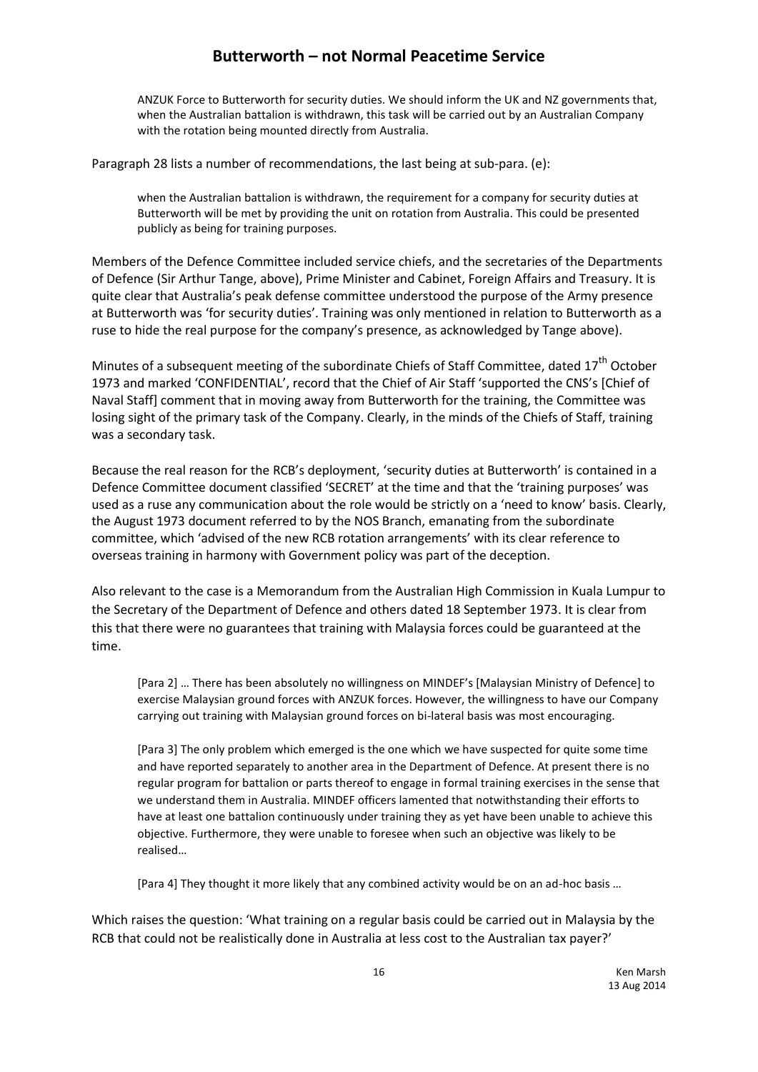> ANZUK Force to Butterworth for security duties. We should inform the UK and NZ governments that, when the Australian battalion is withdrawn, this task will be carried out by an Australian Company with the rotation being mounted directly from Australia.

Paragraph 28 lists a number of recommendations, the last being at sub-para. (e):

> when the Australian battalion is withdrawn, the requirement for a company for security duties at Butterworth will be met by providing the unit on rotation from Australia. This could be presented publicly as being for training purposes.

Members of the Defence Committee included service chiefs, and the secretaries of the Departments of Defence (Sir Arthur Tange, above), Prime Minister and Cabinet, Foreign Affairs and Treasury. It is quite clear that Australia's peak defense committee understood the purpose of the Army presence at Butterworth was 'for security duties'. Training was only mentioned in relation to Butterworth as a ruse to hide the real purpose for the company's presence, as acknowledged by Tange above).

Minutes of a subsequent meeting of the subordinate Chiefs of Staff Committee, dated 17th October 1973 and marked 'CONFIDENTIAL', record that the Chief of Air Staff 'supported the CNS's [Chief of Naval Staff] comment that in moving away from Butterworth for the training, the Committee was losing sight of the primary task of the Company. Clearly, in the minds of the Chiefs of Staff, training was a secondary task.

Because the real reason for the RCB's deployment, 'security duties at Butterworth' is contained in a Defence Committee document classified 'SECRET' at the time and that the 'training purposes' was used as a ruse any communication about the role would be strictly on a 'need to know' basis. Clearly, the August 1973 document referred to by the NOS Branch, emanating from the subordinate committee, which 'advised of the new RCB rotation arrangements' with its clear reference to overseas training in harmony with Government policy was part of the deception.

Also relevant to the case is a Memorandum from the Australian High Commission in Kuala Lumpur to the Secretary of the Department of Defence and others dated 18 September 1973. It is clear from this that there were no guarantees that training with Malaysia forces could be guaranteed at the time.

> [Para 2] … There has been absolutely no willingness on MINDEF's [Malaysian Ministry of Defence] to exercise Malaysian ground forces with ANZUK forces. However, the willingness to have our Company carrying out training with Malaysian ground forces on bi-lateral basis was most encouraging.
>
> [Para 3] The only problem which emerged is the one which we have suspected for quite some time and have reported separately to another area in the Department of Defence. At present there is no regular program for battalion or parts thereof to engage in formal training exercises in the sense that we understand them in Australia. MINDEF officers lamented that notwithstanding their efforts to have at least one battalion continuously under training they as yet have been unable to achieve this objective. Furthermore, they were unable to foresee when such an objective was likely to be realised…
>
> [Para 4] They thought it more likely that any combined activity would be on an ad-hoc basis …

Which raises the question: 'What training on a regular basis could be carried out in Malaysia by the RCB that could not be realistically done in Australia at less cost to the Australian tax payer?'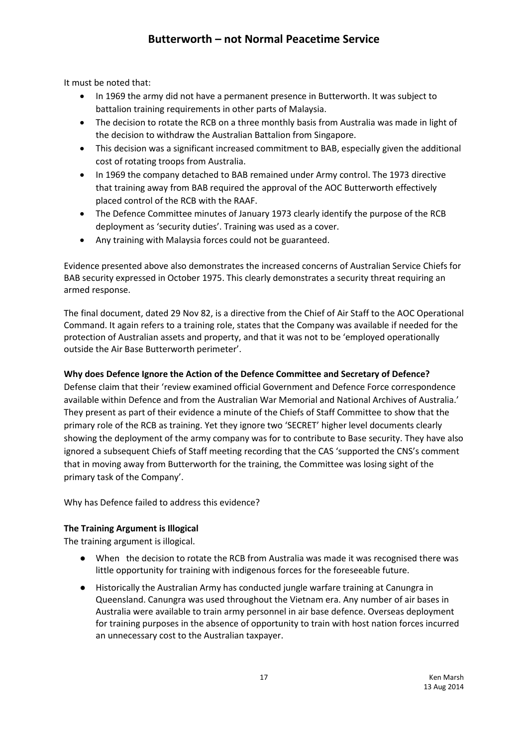It must be noted that:

- In 1969 the army did not have a permanent presence in Butterworth. It was subject to battalion training requirements in other parts of Malaysia.
- The decision to rotate the RCB on a three monthly basis from Australia was made in light of the decision to withdraw the Australian Battalion from Singapore.
- This decision was a significant increased commitment to BAB, especially given the additional cost of rotating troops from Australia.
- In 1969 the company detached to BAB remained under Army control. The 1973 directive that training away from BAB required the approval of the AOC Butterworth effectively placed control of the RCB with the RAAF.
- The Defence Committee minutes of January 1973 clearly identify the purpose of the RCB deployment as 'security duties'. Training was used as a cover.
- Any training with Malaysia forces could not be guaranteed.

Evidence presented above also demonstrates the increased concerns of Australian Service Chiefs for BAB security expressed in October 1975. This clearly demonstrates a security threat requiring an armed response.

The final document, dated 29 Nov 82, is a directive from the Chief of Air Staff to the AOC Operational Command. It again refers to a training role, states that the Company was available if needed for the protection of Australian assets and property, and that it was not to be 'employed operationally outside the Air Base Butterworth perimeter'.

**Why does Defence Ignore the Action of the Defence Committee and Secretary of Defence?**

Defense claim that their 'review examined official Government and Defence Force correspondence available within Defence and from the Australian War Memorial and National Archives of Australia.' They present as part of their evidence a minute of the Chiefs of Staff Committee to show that the primary role of the RCB as training. Yet they ignore two 'SECRET' higher level documents clearly showing the deployment of the army company was for to contribute to Base security. They have also ignored a subsequent Chiefs of Staff meeting recording that the CAS 'supported the CNS's comment that in moving away from Butterworth for the training, the Committee was losing sight of the primary task of the Company'.

Why has Defence failed to address this evidence?

**The Training Argument is Illogical**

The training argument is illogical.

- When the decision to rotate the RCB from Australia was made it was recognised there was little opportunity for training with indigenous forces for the foreseeable future.
- Historically the Australian Army has conducted jungle warfare training at Canungra in Queensland. Canungra was used throughout the Vietnam era. Any number of air bases in Australia were available to train army personnel in air base defence. Overseas deployment for training purposes in the absence of opportunity to train with host nation forces incurred an unnecessary cost to the Australian taxpayer.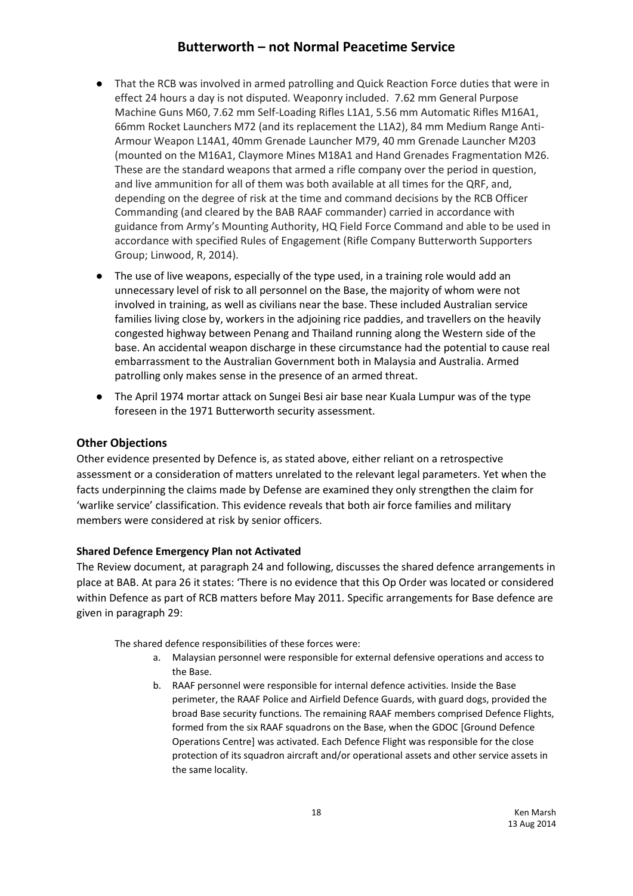- That the RCB was involved in armed patrolling and Quick Reaction Force duties that were in effect 24 hours a day is not disputed. Weaponry included. 7.62 mm General Purpose Machine Guns M60, 7.62 mm Self-Loading Rifles L1A1, 5.56 mm Automatic Rifles M16A1, 66mm Rocket Launchers M72 (and its replacement the L1A2), 84 mm Medium Range Anti-Armour Weapon L14A1, 40mm Grenade Launcher M79, 40 mm Grenade Launcher M203 (mounted on the M16A1, Claymore Mines M18A1 and Hand Grenades Fragmentation M26. These are the standard weapons that armed a rifle company over the period in question, and live ammunition for all of them was both available at all times for the QRF, and, depending on the degree of risk at the time and command decisions by the RCB Officer Commanding (and cleared by the BAB RAAF commander) carried in accordance with guidance from Army's Mounting Authority, HQ Field Force Command and able to be used in accordance with specified Rules of Engagement (Rifle Company Butterworth Supporters Group; Linwood, R, 2014).
- The use of live weapons, especially of the type used, in a training role would add an unnecessary level of risk to all personnel on the Base, the majority of whom were not involved in training, as well as civilians near the base. These included Australian service families living close by, workers in the adjoining rice paddies, and travellers on the heavily congested highway between Penang and Thailand running along the Western side of the base. An accidental weapon discharge in these circumstance had the potential to cause real embarrassment to the Australian Government both in Malaysia and Australia. Armed patrolling only makes sense in the presence of an armed threat.
- The April 1974 mortar attack on Sungei Besi air base near Kuala Lumpur was of the type foreseen in the 1971 Butterworth security assessment.

## Other Objections

Other evidence presented by Defence is, as stated above, either reliant on a retrospective assessment or a consideration of matters unrelated to the relevant legal parameters. Yet when the facts underpinning the claims made by Defense are examined they only strengthen the claim for 'warlike service' classification. This evidence reveals that both air force families and military members were considered at risk by senior officers.

### Shared Defence Emergency Plan not Activated

The Review document, at paragraph 24 and following, discusses the shared defence arrangements in place at BAB. At para 26 it states: 'There is no evidence that this Op Order was located or considered within Defence as part of RCB matters before May 2011. Specific arrangements for Base defence are given in paragraph 29:

> The shared defence responsibilities of these forces were:
>
> a. Malaysian personnel were responsible for external defensive operations and access to the Base.
>
> b. RAAF personnel were responsible for internal defence activities. Inside the Base perimeter, the RAAF Police and Airfield Defence Guards, with guard dogs, provided the broad Base security functions. The remaining RAAF members comprised Defence Flights, formed from the six RAAF squadrons on the Base, when the GDOC [Ground Defence Operations Centre] was activated. Each Defence Flight was responsible for the close protection of its squadron aircraft and/or operational assets and other service assets in the same locality.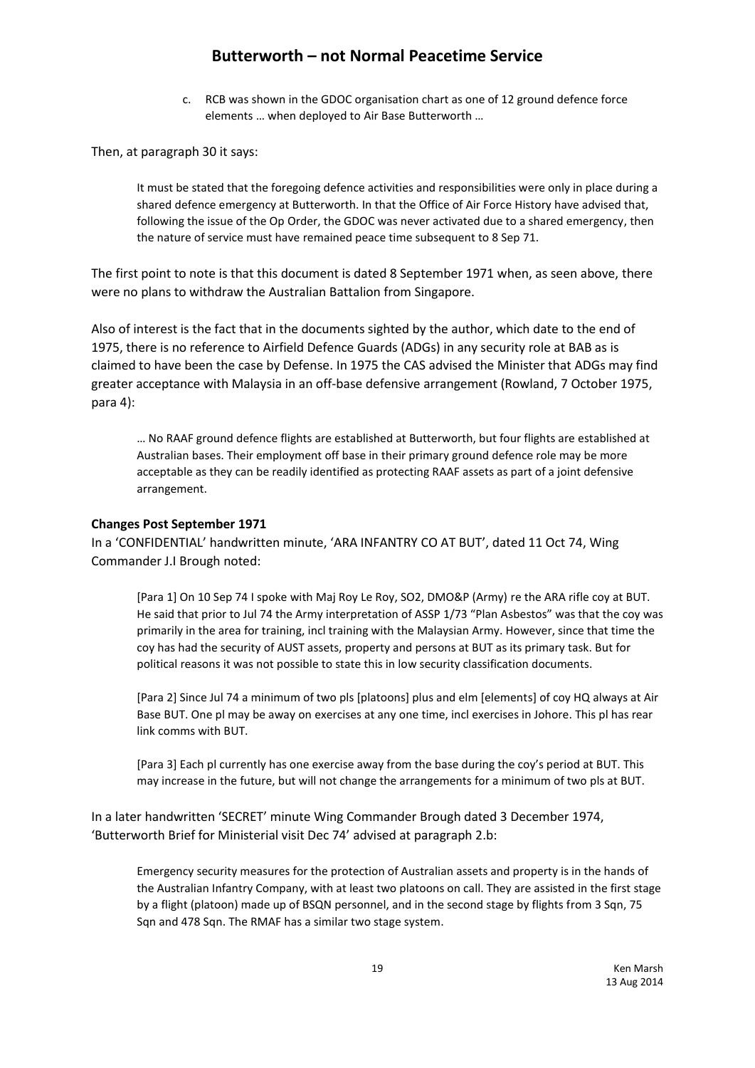c. RCB was shown in the GDOC organisation chart as one of 12 ground defence force elements … when deployed to Air Base Butterworth …

Then, at paragraph 30 it says:

> It must be stated that the foregoing defence activities and responsibilities were only in place during a shared defence emergency at Butterworth. In that the Office of Air Force History have advised that, following the issue of the Op Order, the GDOC was never activated due to a shared emergency, then the nature of service must have remained peace time subsequent to 8 Sep 71.

The first point to note is that this document is dated 8 September 1971 when, as seen above, there were no plans to withdraw the Australian Battalion from Singapore.

Also of interest is the fact that in the documents sighted by the author, which date to the end of 1975, there is no reference to Airfield Defence Guards (ADGs) in any security role at BAB as is claimed to have been the case by Defense. In 1975 the CAS advised the Minister that ADGs may find greater acceptance with Malaysia in an off-base defensive arrangement (Rowland, 7 October 1975, para 4):

> … No RAAF ground defence flights are established at Butterworth, but four flights are established at Australian bases. Their employment off base in their primary ground defence role may be more acceptable as they can be readily identified as protecting RAAF assets as part of a joint defensive arrangement.

**Changes Post September 1971**

In a 'CONFIDENTIAL' handwritten minute, 'ARA INFANTRY CO AT BUT', dated 11 Oct 74, Wing Commander J.I Brough noted:

> [Para 1] On 10 Sep 74 I spoke with Maj Roy Le Roy, SO2, DMO&P (Army) re the ARA rifle coy at BUT. He said that prior to Jul 74 the Army interpretation of ASSP 1/73 "Plan Asbestos" was that the coy was primarily in the area for training, incl training with the Malaysian Army. However, since that time the coy has had the security of AUST assets, property and persons at BUT as its primary task. But for political reasons it was not possible to state this in low security classification documents.
>
> [Para 2] Since Jul 74 a minimum of two pls [platoons] plus and elm [elements] of coy HQ always at Air Base BUT. One pl may be away on exercises at any one time, incl exercises in Johore. This pl has rear link comms with BUT.
>
> [Para 3] Each pl currently has one exercise away from the base during the coy's period at BUT. This may increase in the future, but will not change the arrangements for a minimum of two pls at BUT.

In a later handwritten 'SECRET' minute Wing Commander Brough dated 3 December 1974, 'Butterworth Brief for Ministerial visit Dec 74' advised at paragraph 2.b:

> Emergency security measures for the protection of Australian assets and property is in the hands of the Australian Infantry Company, with at least two platoons on call. They are assisted in the first stage by a flight (platoon) made up of BSQN personnel, and in the second stage by flights from 3 Sqn, 75 Sqn and 478 Sqn. The RMAF has a similar two stage system.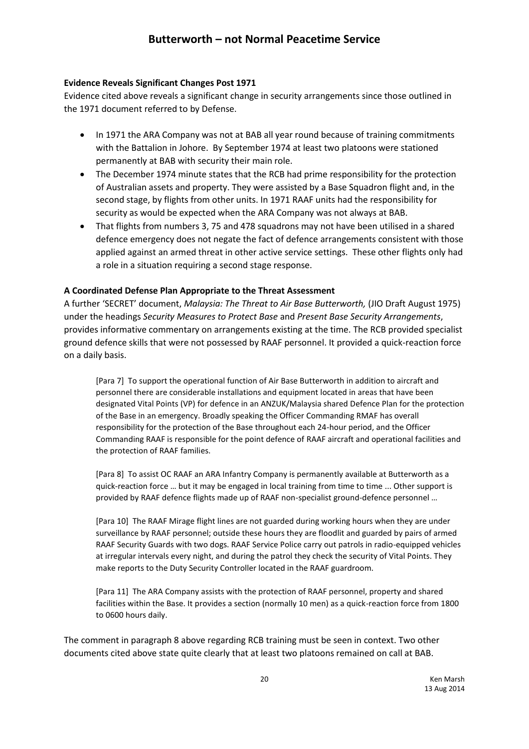## Evidence Reveals Significant Changes Post 1971

Evidence cited above reveals a significant change in security arrangements since those outlined in the 1971 document referred to by Defense.

- In 1971 the ARA Company was not at BAB all year round because of training commitments with the Battalion in Johore. By September 1974 at least two platoons were stationed permanently at BAB with security their main role.
- The December 1974 minute states that the RCB had prime responsibility for the protection of Australian assets and property. They were assisted by a Base Squadron flight and, in the second stage, by flights from other units. In 1971 RAAF units had the responsibility for security as would be expected when the ARA Company was not always at BAB.
- That flights from numbers 3, 75 and 478 squadrons may not have been utilised in a shared defence emergency does not negate the fact of defence arrangements consistent with those applied against an armed threat in other active service settings. These other flights only had a role in a situation requiring a second stage response.

## A Coordinated Defense Plan Appropriate to the Threat Assessment

A further 'SECRET' document, *Malaysia: The Threat to Air Base Butterworth,* (JIO Draft August 1975) under the headings *Security Measures to Protect Base* and *Present Base Security Arrangements*, provides informative commentary on arrangements existing at the time. The RCB provided specialist ground defence skills that were not possessed by RAAF personnel. It provided a quick-reaction force on a daily basis.

> [Para 7] To support the operational function of Air Base Butterworth in addition to aircraft and personnel there are considerable installations and equipment located in areas that have been designated Vital Points (VP) for defence in an ANZUK/Malaysia shared Defence Plan for the protection of the Base in an emergency. Broadly speaking the Officer Commanding RMAF has overall responsibility for the protection of the Base throughout each 24-hour period, and the Officer Commanding RAAF is responsible for the point defence of RAAF aircraft and operational facilities and the protection of RAAF families.
>
> [Para 8] To assist OC RAAF an ARA Infantry Company is permanently available at Butterworth as a quick-reaction force … but it may be engaged in local training from time to time ... Other support is provided by RAAF defence flights made up of RAAF non-specialist ground-defence personnel …
>
> [Para 10] The RAAF Mirage flight lines are not guarded during working hours when they are under surveillance by RAAF personnel; outside these hours they are floodlit and guarded by pairs of armed RAAF Security Guards with two dogs. RAAF Service Police carry out patrols in radio-equipped vehicles at irregular intervals every night, and during the patrol they check the security of Vital Points. They make reports to the Duty Security Controller located in the RAAF guardroom.
>
> [Para 11] The ARA Company assists with the protection of RAAF personnel, property and shared facilities within the Base. It provides a section (normally 10 men) as a quick-reaction force from 1800 to 0600 hours daily.

The comment in paragraph 8 above regarding RCB training must be seen in context. Two other documents cited above state quite clearly that at least two platoons remained on call at BAB.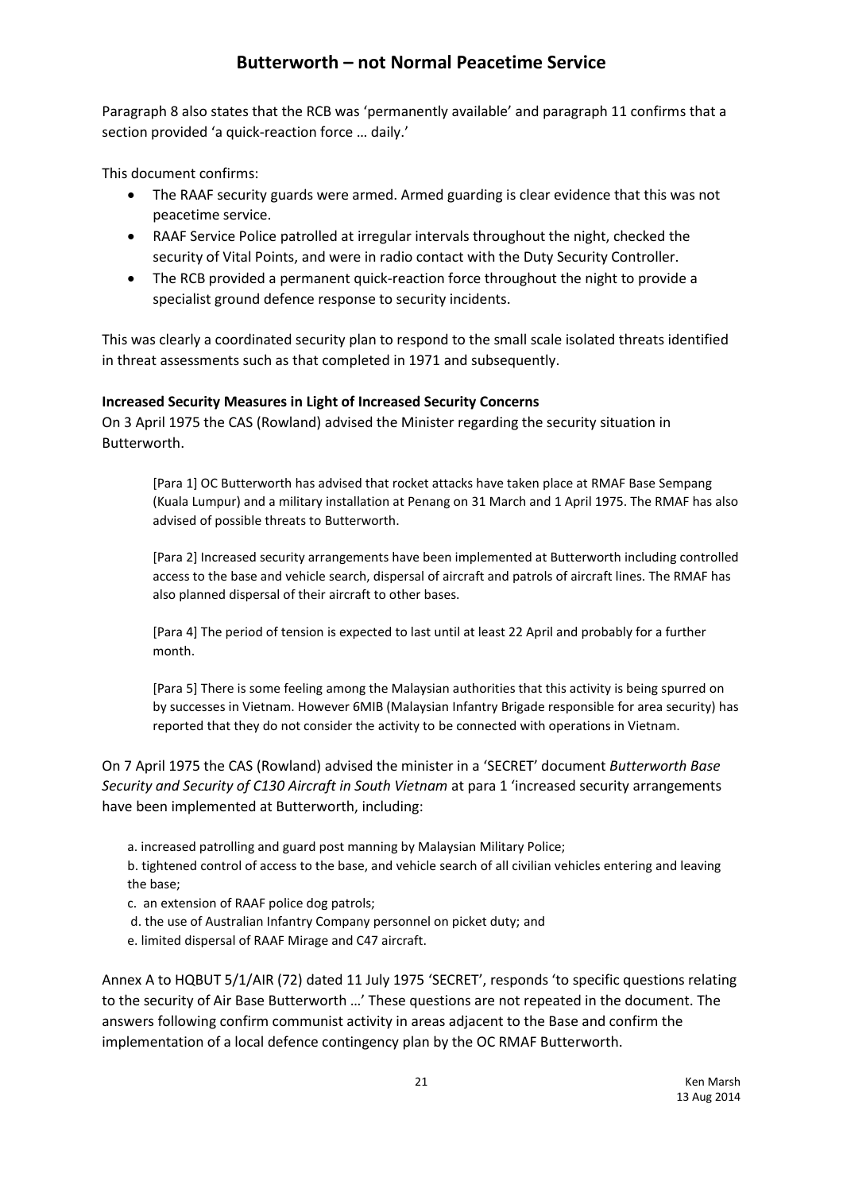Paragraph 8 also states that the RCB was 'permanently available' and paragraph 11 confirms that a section provided 'a quick-reaction force … daily.'

This document confirms:

- The RAAF security guards were armed. Armed guarding is clear evidence that this was not peacetime service.
- RAAF Service Police patrolled at irregular intervals throughout the night, checked the security of Vital Points, and were in radio contact with the Duty Security Controller.
- The RCB provided a permanent quick-reaction force throughout the night to provide a specialist ground defence response to security incidents.

This was clearly a coordinated security plan to respond to the small scale isolated threats identified in threat assessments such as that completed in 1971 and subsequently.

**Increased Security Measures in Light of Increased Security Concerns**

On 3 April 1975 the CAS (Rowland) advised the Minister regarding the security situation in Butterworth.

> [Para 1] OC Butterworth has advised that rocket attacks have taken place at RMAF Base Sempang (Kuala Lumpur) and a military installation at Penang on 31 March and 1 April 1975. The RMAF has also advised of possible threats to Butterworth.
>
> [Para 2] Increased security arrangements have been implemented at Butterworth including controlled access to the base and vehicle search, dispersal of aircraft and patrols of aircraft lines. The RMAF has also planned dispersal of their aircraft to other bases.
>
> [Para 4] The period of tension is expected to last until at least 22 April and probably for a further month.
>
> [Para 5] There is some feeling among the Malaysian authorities that this activity is being spurred on by successes in Vietnam. However 6MIB (Malaysian Infantry Brigade responsible for area security) has reported that they do not consider the activity to be connected with operations in Vietnam.

On 7 April 1975 the CAS (Rowland) advised the minister in a 'SECRET' document *Butterworth Base Security and Security of C130 Aircraft in South Vietnam* at para 1 'increased security arrangements have been implemented at Butterworth, including:

> a. increased patrolling and guard post manning by Malaysian Military Police;
>
> b. tightened control of access to the base, and vehicle search of all civilian vehicles entering and leaving the base;
>
> c. an extension of RAAF police dog patrols;
>
> d. the use of Australian Infantry Company personnel on picket duty; and
>
> e. limited dispersal of RAAF Mirage and C47 aircraft.

Annex A to HQBUT 5/1/AIR (72) dated 11 July 1975 'SECRET', responds 'to specific questions relating to the security of Air Base Butterworth …' These questions are not repeated in the document. The answers following confirm communist activity in areas adjacent to the Base and confirm the implementation of a local defence contingency plan by the OC RMAF Butterworth.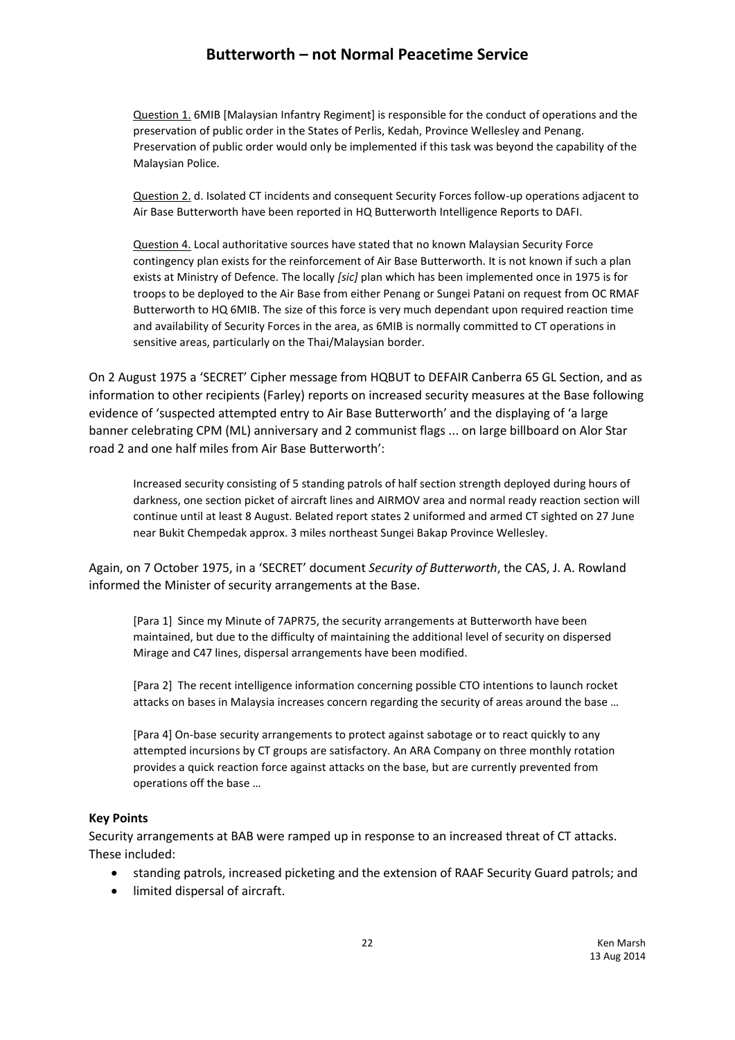<u>Question 1.</u> 6MIB [Malaysian Infantry Regiment] is responsible for the conduct of operations and the preservation of public order in the States of Perlis, Kedah, Province Wellesley and Penang. Preservation of public order would only be implemented if this task was beyond the capability of the Malaysian Police.

<u>Question 2.</u> d. Isolated CT incidents and consequent Security Forces follow-up operations adjacent to Air Base Butterworth have been reported in HQ Butterworth Intelligence Reports to DAFI.

<u>Question 4.</u> Local authoritative sources have stated that no known Malaysian Security Force contingency plan exists for the reinforcement of Air Base Butterworth. It is not known if such a plan exists at Ministry of Defence. The locally *[sic]* plan which has been implemented once in 1975 is for troops to be deployed to the Air Base from either Penang or Sungei Patani on request from OC RMAF Butterworth to HQ 6MIB. The size of this force is very much dependant upon required reaction time and availability of Security Forces in the area, as 6MIB is normally committed to CT operations in sensitive areas, particularly on the Thai/Malaysian border.

On 2 August 1975 a 'SECRET' Cipher message from HQBUT to DEFAIR Canberra 65 GL Section, and as information to other recipients (Farley) reports on increased security measures at the Base following evidence of 'suspected attempted entry to Air Base Butterworth' and the displaying of 'a large banner celebrating CPM (ML) anniversary and 2 communist flags ... on large billboard on Alor Star road 2 and one half miles from Air Base Butterworth':

> Increased security consisting of 5 standing patrols of half section strength deployed during hours of darkness, one section picket of aircraft lines and AIRMOV area and normal ready reaction section will continue until at least 8 August. Belated report states 2 uniformed and armed CT sighted on 27 June near Bukit Chempedak approx. 3 miles northeast Sungei Bakap Province Wellesley.

Again, on 7 October 1975, in a 'SECRET' document *Security of Butterworth*, the CAS, J. A. Rowland informed the Minister of security arrangements at the Base.

> [Para 1] Since my Minute of 7APR75, the security arrangements at Butterworth have been maintained, but due to the difficulty of maintaining the additional level of security on dispersed Mirage and C47 lines, dispersal arrangements have been modified.
>
> [Para 2] The recent intelligence information concerning possible CTO intentions to launch rocket attacks on bases in Malaysia increases concern regarding the security of areas around the base …
>
> [Para 4] On-base security arrangements to protect against sabotage or to react quickly to any attempted incursions by CT groups are satisfactory. An ARA Company on three monthly rotation provides a quick reaction force against attacks on the base, but are currently prevented from operations off the base …

**Key Points**

Security arrangements at BAB were ramped up in response to an increased threat of CT attacks. These included:

- standing patrols, increased picketing and the extension of RAAF Security Guard patrols; and
- limited dispersal of aircraft.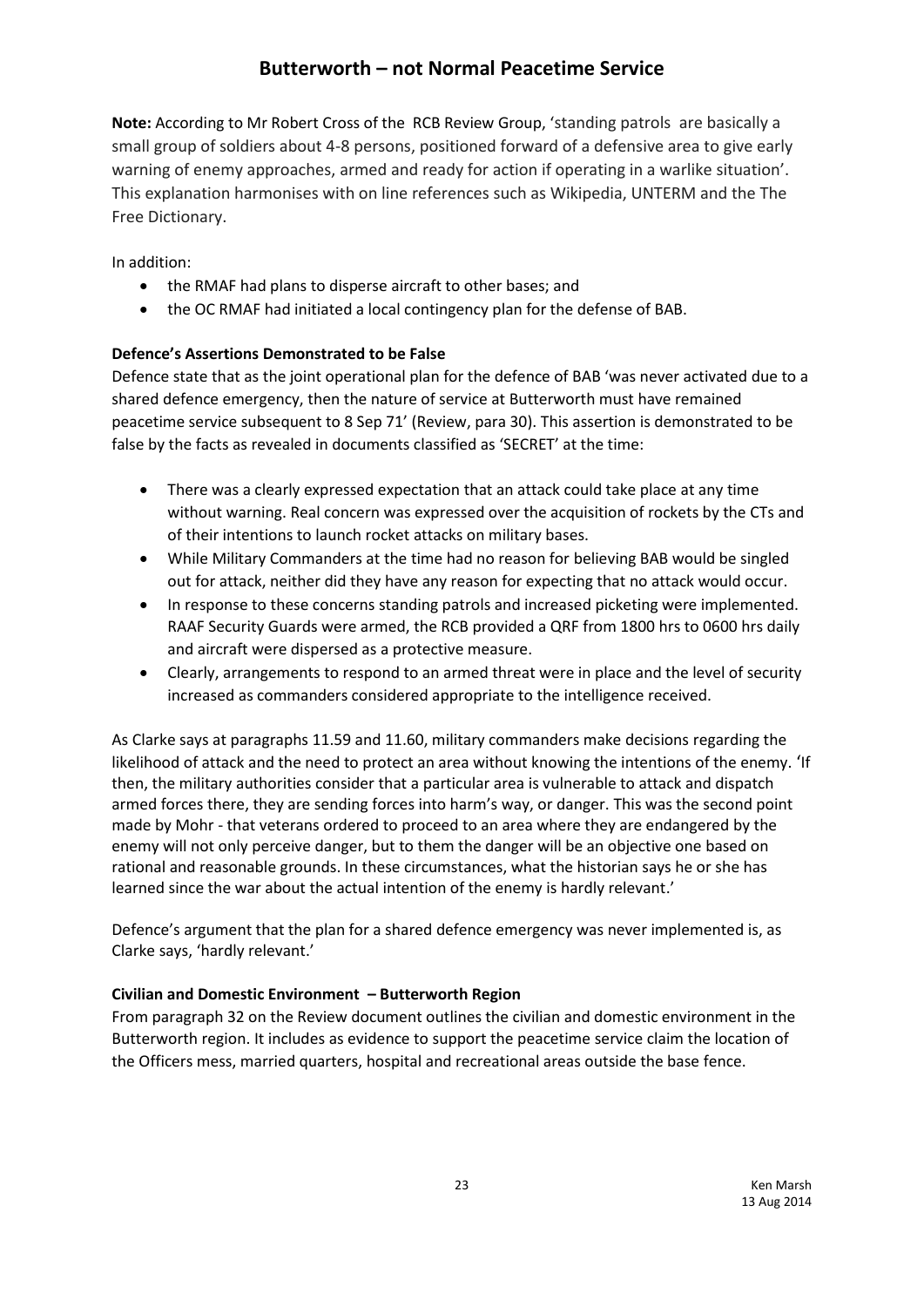**Note:** According to Mr Robert Cross of the RCB Review Group, 'standing patrols are basically a small group of soldiers about 4-8 persons, positioned forward of a defensive area to give early warning of enemy approaches, armed and ready for action if operating in a warlike situation'. This explanation harmonises with on line references such as Wikipedia, UNTERM and the The Free Dictionary.

In addition:

- the RMAF had plans to disperse aircraft to other bases; and
- the OC RMAF had initiated a local contingency plan for the defense of BAB.

**Defence's Assertions Demonstrated to be False**

Defence state that as the joint operational plan for the defence of BAB 'was never activated due to a shared defence emergency, then the nature of service at Butterworth must have remained peacetime service subsequent to 8 Sep 71' (Review, para 30). This assertion is demonstrated to be false by the facts as revealed in documents classified as 'SECRET' at the time:

- There was a clearly expressed expectation that an attack could take place at any time without warning. Real concern was expressed over the acquisition of rockets by the CTs and of their intentions to launch rocket attacks on military bases.
- While Military Commanders at the time had no reason for believing BAB would be singled out for attack, neither did they have any reason for expecting that no attack would occur.
- In response to these concerns standing patrols and increased picketing were implemented. RAAF Security Guards were armed, the RCB provided a QRF from 1800 hrs to 0600 hrs daily and aircraft were dispersed as a protective measure.
- Clearly, arrangements to respond to an armed threat were in place and the level of security increased as commanders considered appropriate to the intelligence received.

As Clarke says at paragraphs 11.59 and 11.60, military commanders make decisions regarding the likelihood of attack and the need to protect an area without knowing the intentions of the enemy. 'If then, the military authorities consider that a particular area is vulnerable to attack and dispatch armed forces there, they are sending forces into harm's way, or danger. This was the second point made by Mohr - that veterans ordered to proceed to an area where they are endangered by the enemy will not only perceive danger, but to them the danger will be an objective one based on rational and reasonable grounds. In these circumstances, what the historian says he or she has learned since the war about the actual intention of the enemy is hardly relevant.'

Defence's argument that the plan for a shared defence emergency was never implemented is, as Clarke says, 'hardly relevant.'

**Civilian and Domestic Environment – Butterworth Region**

From paragraph 32 on the Review document outlines the civilian and domestic environment in the Butterworth region. It includes as evidence to support the peacetime service claim the location of the Officers mess, married quarters, hospital and recreational areas outside the base fence.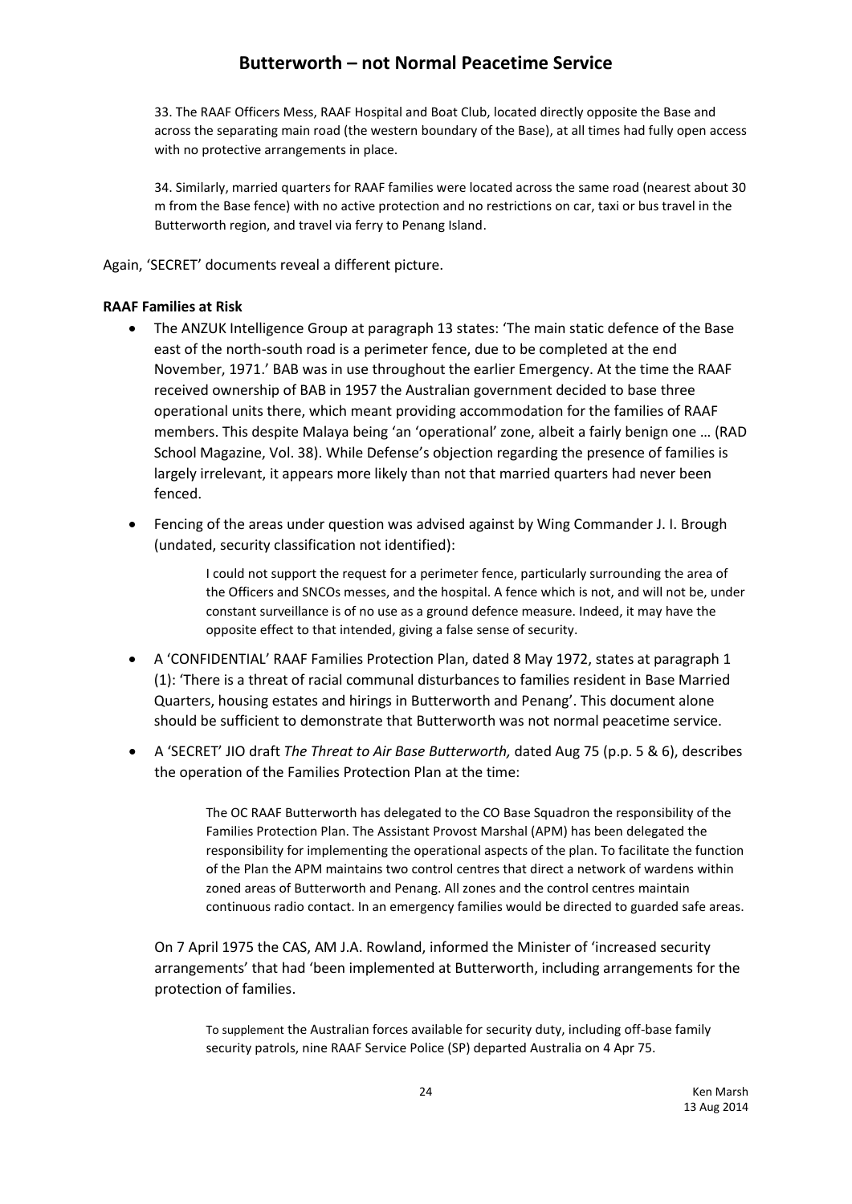33. The RAAF Officers Mess, RAAF Hospital and Boat Club, located directly opposite the Base and across the separating main road (the western boundary of the Base), at all times had fully open access with no protective arrangements in place.

34. Similarly, married quarters for RAAF families were located across the same road (nearest about 30 m from the Base fence) with no active protection and no restrictions on car, taxi or bus travel in the Butterworth region, and travel via ferry to Penang Island.

Again, 'SECRET' documents reveal a different picture.

**RAAF Families at Risk**

- The ANZUK Intelligence Group at paragraph 13 states: 'The main static defence of the Base east of the north-south road is a perimeter fence, due to be completed at the end November, 1971.' BAB was in use throughout the earlier Emergency. At the time the RAAF received ownership of BAB in 1957 the Australian government decided to base three operational units there, which meant providing accommodation for the families of RAAF members. This despite Malaya being 'an 'operational' zone, albeit a fairly benign one … (RAD School Magazine, Vol. 38). While Defense's objection regarding the presence of families is largely irrelevant, it appears more likely than not that married quarters had never been fenced.
- Fencing of the areas under question was advised against by Wing Commander J. I. Brough (undated, security classification not identified):

  > I could not support the request for a perimeter fence, particularly surrounding the area of the Officers and SNCOs messes, and the hospital. A fence which is not, and will not be, under constant surveillance is of no use as a ground defence measure. Indeed, it may have the opposite effect to that intended, giving a false sense of security.

- A 'CONFIDENTIAL' RAAF Families Protection Plan, dated 8 May 1972, states at paragraph 1 (1): 'There is a threat of racial communal disturbances to families resident in Base Married Quarters, housing estates and hirings in Butterworth and Penang'. This document alone should be sufficient to demonstrate that Butterworth was not normal peacetime service.
- A 'SECRET' JIO draft *The Threat to Air Base Butterworth,* dated Aug 75 (p.p. 5 & 6), describes the operation of the Families Protection Plan at the time:

  > The OC RAAF Butterworth has delegated to the CO Base Squadron the responsibility of the Families Protection Plan. The Assistant Provost Marshal (APM) has been delegated the responsibility for implementing the operational aspects of the plan. To facilitate the function of the Plan the APM maintains two control centres that direct a network of wardens within zoned areas of Butterworth and Penang. All zones and the control centres maintain continuous radio contact. In an emergency families would be directed to guarded safe areas.

On 7 April 1975 the CAS, AM J.A. Rowland, informed the Minister of 'increased security arrangements' that had 'been implemented at Butterworth, including arrangements for the protection of families.

> To supplement the Australian forces available for security duty, including off-base family security patrols, nine RAAF Service Police (SP) departed Australia on 4 Apr 75.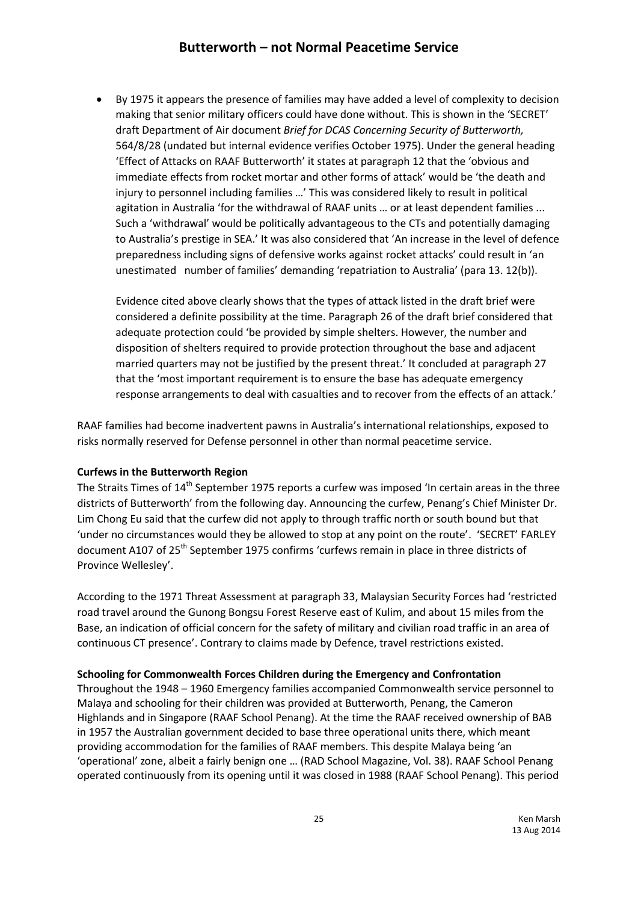- By 1975 it appears the presence of families may have added a level of complexity to decision making that senior military officers could have done without. This is shown in the 'SECRET' draft Department of Air document *Brief for DCAS Concerning Security of Butterworth,* 564/8/28 (undated but internal evidence verifies October 1975). Under the general heading 'Effect of Attacks on RAAF Butterworth' it states at paragraph 12 that the 'obvious and immediate effects from rocket mortar and other forms of attack' would be 'the death and injury to personnel including families …' This was considered likely to result in political agitation in Australia 'for the withdrawal of RAAF units … or at least dependent families ... Such a 'withdrawal' would be politically advantageous to the CTs and potentially damaging to Australia's prestige in SEA.' It was also considered that 'An increase in the level of defence preparedness including signs of defensive works against rocket attacks' could result in 'an unestimated number of families' demanding 'repatriation to Australia' (para 13. 12(b)).

  Evidence cited above clearly shows that the types of attack listed in the draft brief were considered a definite possibility at the time. Paragraph 26 of the draft brief considered that adequate protection could 'be provided by simple shelters. However, the number and disposition of shelters required to provide protection throughout the base and adjacent married quarters may not be justified by the present threat.' It concluded at paragraph 27 that the 'most important requirement is to ensure the base has adequate emergency response arrangements to deal with casualties and to recover from the effects of an attack.'

RAAF families had become inadvertent pawns in Australia's international relationships, exposed to risks normally reserved for Defense personnel in other than normal peacetime service.

**Curfews in the Butterworth Region**

The Straits Times of 14th September 1975 reports a curfew was imposed 'In certain areas in the three districts of Butterworth' from the following day. Announcing the curfew, Penang's Chief Minister Dr. Lim Chong Eu said that the curfew did not apply to through traffic north or south bound but that 'under no circumstances would they be allowed to stop at any point on the route'. 'SECRET' FARLEY document A107 of 25th September 1975 confirms 'curfews remain in place in three districts of Province Wellesley'.

According to the 1971 Threat Assessment at paragraph 33, Malaysian Security Forces had 'restricted road travel around the Gunong Bongsu Forest Reserve east of Kulim, and about 15 miles from the Base, an indication of official concern for the safety of military and civilian road traffic in an area of continuous CT presence'. Contrary to claims made by Defence, travel restrictions existed.

**Schooling for Commonwealth Forces Children during the Emergency and Confrontation**

Throughout the 1948 – 1960 Emergency families accompanied Commonwealth service personnel to Malaya and schooling for their children was provided at Butterworth, Penang, the Cameron Highlands and in Singapore (RAAF School Penang). At the time the RAAF received ownership of BAB in 1957 the Australian government decided to base three operational units there, which meant providing accommodation for the families of RAAF members. This despite Malaya being 'an 'operational' zone, albeit a fairly benign one … (RAD School Magazine, Vol. 38). RAAF School Penang operated continuously from its opening until it was closed in 1988 (RAAF School Penang). This period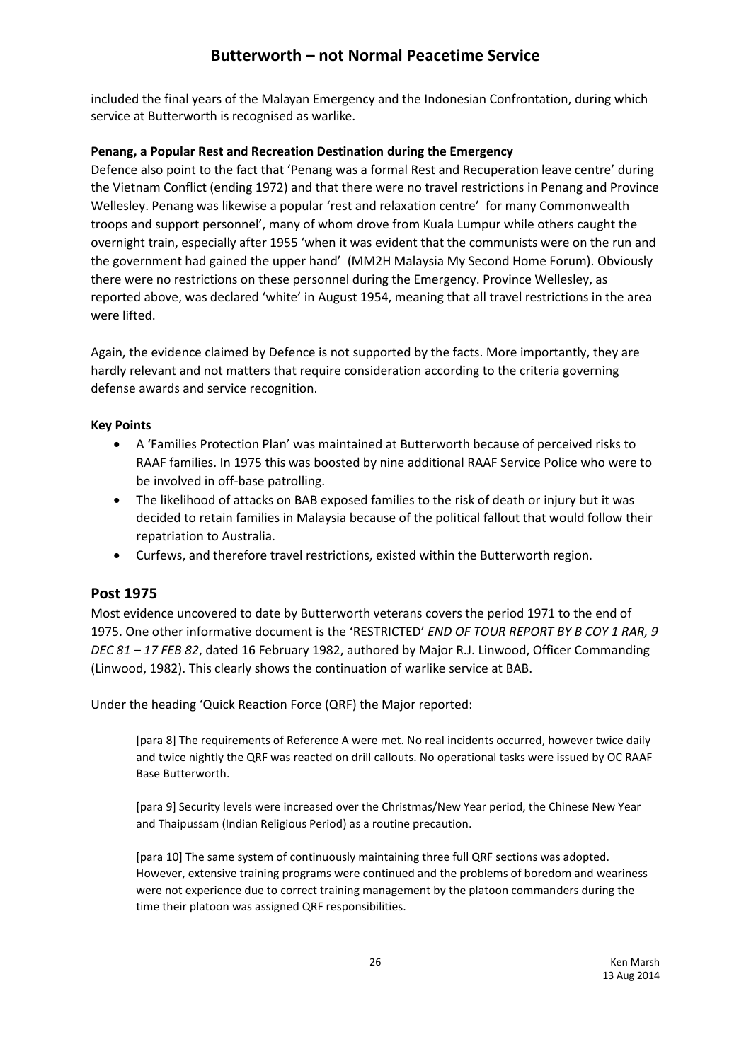included the final years of the Malayan Emergency and the Indonesian Confrontation, during which service at Butterworth is recognised as warlike.

**Penang, a Popular Rest and Recreation Destination during the Emergency**

Defence also point to the fact that 'Penang was a formal Rest and Recuperation leave centre' during the Vietnam Conflict (ending 1972) and that there were no travel restrictions in Penang and Province Wellesley. Penang was likewise a popular 'rest and relaxation centre' for many Commonwealth troops and support personnel', many of whom drove from Kuala Lumpur while others caught the overnight train, especially after 1955 'when it was evident that the communists were on the run and the government had gained the upper hand' (MM2H Malaysia My Second Home Forum). Obviously there were no restrictions on these personnel during the Emergency. Province Wellesley, as reported above, was declared 'white' in August 1954, meaning that all travel restrictions in the area were lifted.

Again, the evidence claimed by Defence is not supported by the facts. More importantly, they are hardly relevant and not matters that require consideration according to the criteria governing defense awards and service recognition.

**Key Points**

- A 'Families Protection Plan' was maintained at Butterworth because of perceived risks to RAAF families. In 1975 this was boosted by nine additional RAAF Service Police who were to be involved in off-base patrolling.
- The likelihood of attacks on BAB exposed families to the risk of death or injury but it was decided to retain families in Malaysia because of the political fallout that would follow their repatriation to Australia.
- Curfews, and therefore travel restrictions, existed within the Butterworth region.

## Post 1975

Most evidence uncovered to date by Butterworth veterans covers the period 1971 to the end of 1975. One other informative document is the 'RESTRICTED' *END OF TOUR REPORT BY B COY 1 RAR, 9 DEC 81 – 17 FEB 82*, dated 16 February 1982, authored by Major R.J. Linwood, Officer Commanding (Linwood, 1982). This clearly shows the continuation of warlike service at BAB.

Under the heading 'Quick Reaction Force (QRF) the Major reported:

> [para 8] The requirements of Reference A were met. No real incidents occurred, however twice daily and twice nightly the QRF was reacted on drill callouts. No operational tasks were issued by OC RAAF Base Butterworth.
>
> [para 9] Security levels were increased over the Christmas/New Year period, the Chinese New Year and Thaipussam (Indian Religious Period) as a routine precaution.
>
> [para 10] The same system of continuously maintaining three full QRF sections was adopted. However, extensive training programs were continued and the problems of boredom and weariness were not experience due to correct training management by the platoon commanders during the time their platoon was assigned QRF responsibilities.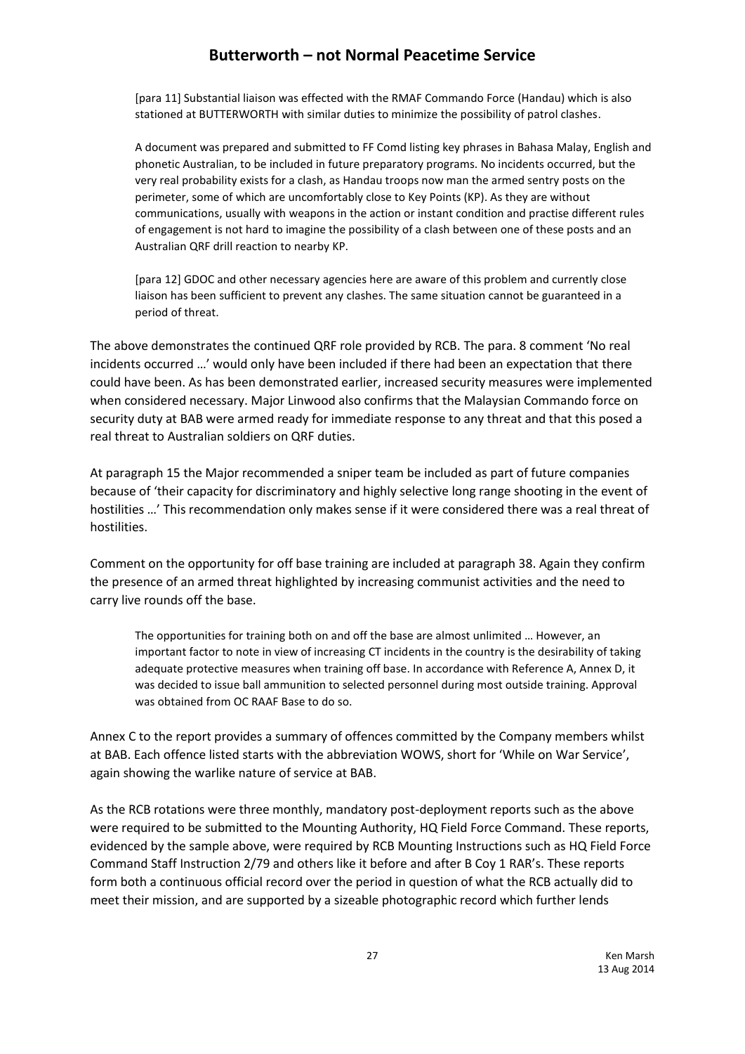> [para 11] Substantial liaison was effected with the RMAF Commando Force (Handau) which is also stationed at BUTTERWORTH with similar duties to minimize the possibility of patrol clashes.
>
> A document was prepared and submitted to FF Comd listing key phrases in Bahasa Malay, English and phonetic Australian, to be included in future preparatory programs. No incidents occurred, but the very real probability exists for a clash, as Handau troops now man the armed sentry posts on the perimeter, some of which are uncomfortably close to Key Points (KP). As they are without communications, usually with weapons in the action or instant condition and practise different rules of engagement is not hard to imagine the possibility of a clash between one of these posts and an Australian QRF drill reaction to nearby KP.
>
> [para 12] GDOC and other necessary agencies here are aware of this problem and currently close liaison has been sufficient to prevent any clashes. The same situation cannot be guaranteed in a period of threat.

The above demonstrates the continued QRF role provided by RCB. The para. 8 comment 'No real incidents occurred …' would only have been included if there had been an expectation that there could have been. As has been demonstrated earlier, increased security measures were implemented when considered necessary. Major Linwood also confirms that the Malaysian Commando force on security duty at BAB were armed ready for immediate response to any threat and that this posed a real threat to Australian soldiers on QRF duties.

At paragraph 15 the Major recommended a sniper team be included as part of future companies because of 'their capacity for discriminatory and highly selective long range shooting in the event of hostilities …' This recommendation only makes sense if it were considered there was a real threat of hostilities.

Comment on the opportunity for off base training are included at paragraph 38. Again they confirm the presence of an armed threat highlighted by increasing communist activities and the need to carry live rounds off the base.

> The opportunities for training both on and off the base are almost unlimited … However, an important factor to note in view of increasing CT incidents in the country is the desirability of taking adequate protective measures when training off base. In accordance with Reference A, Annex D, it was decided to issue ball ammunition to selected personnel during most outside training. Approval was obtained from OC RAAF Base to do so.

Annex C to the report provides a summary of offences committed by the Company members whilst at BAB. Each offence listed starts with the abbreviation WOWS, short for 'While on War Service', again showing the warlike nature of service at BAB.

As the RCB rotations were three monthly, mandatory post-deployment reports such as the above were required to be submitted to the Mounting Authority, HQ Field Force Command. These reports, evidenced by the sample above, were required by RCB Mounting Instructions such as HQ Field Force Command Staff Instruction 2/79 and others like it before and after B Coy 1 RAR's. These reports form both a continuous official record over the period in question of what the RCB actually did to meet their mission, and are supported by a sizeable photographic record which further lends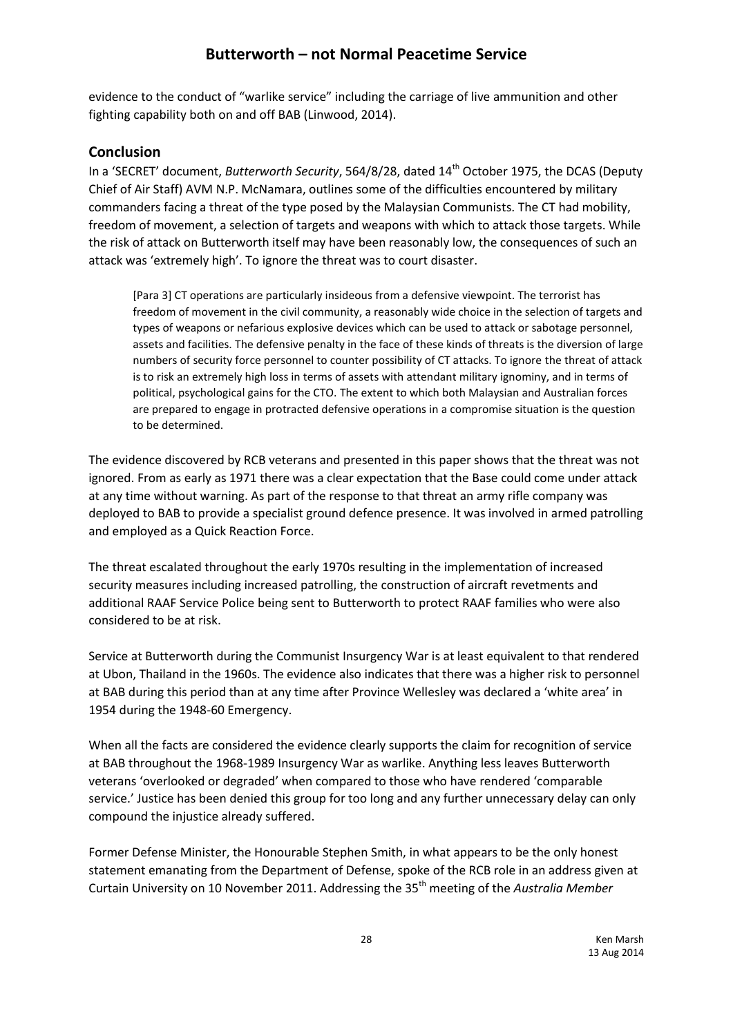evidence to the conduct of "warlike service" including the carriage of live ammunition and other fighting capability both on and off BAB (Linwood, 2014).

## Conclusion

In a 'SECRET' document, *Butterworth Security*, 564/8/28, dated 14th October 1975, the DCAS (Deputy Chief of Air Staff) AVM N.P. McNamara, outlines some of the difficulties encountered by military commanders facing a threat of the type posed by the Malaysian Communists. The CT had mobility, freedom of movement, a selection of targets and weapons with which to attack those targets. While the risk of attack on Butterworth itself may have been reasonably low, the consequences of such an attack was 'extremely high'. To ignore the threat was to court disaster.

> [Para 3] CT operations are particularly insidious from a defensive viewpoint. The terrorist has freedom of movement in the civil community, a reasonably wide choice in the selection of targets and types of weapons or nefarious explosive devices which can be used to attack or sabotage personnel, assets and facilities. The defensive penalty in the face of these kinds of threats is the diversion of large numbers of security force personnel to counter possibility of CT attacks. To ignore the threat of attack is to risk an extremely high loss in terms of assets with attendant military ignominy, and in terms of political, psychological gains for the CTO. The extent to which both Malaysian and Australian forces are prepared to engage in protracted defensive operations in a compromise situation is the question to be determined.

The evidence discovered by RCB veterans and presented in this paper shows that the threat was not ignored. From as early as 1971 there was a clear expectation that the Base could come under attack at any time without warning. As part of the response to that threat an army rifle company was deployed to BAB to provide a specialist ground defence presence. It was involved in armed patrolling and employed as a Quick Reaction Force.

The threat escalated throughout the early 1970s resulting in the implementation of increased security measures including increased patrolling, the construction of aircraft revetments and additional RAAF Service Police being sent to Butterworth to protect RAAF families who were also considered to be at risk.

Service at Butterworth during the Communist Insurgency War is at least equivalent to that rendered at Ubon, Thailand in the 1960s. The evidence also indicates that there was a higher risk to personnel at BAB during this period than at any time after Province Wellesley was declared a 'white area' in 1954 during the 1948-60 Emergency.

When all the facts are considered the evidence clearly supports the claim for recognition of service at BAB throughout the 1968-1989 Insurgency War as warlike. Anything less leaves Butterworth veterans 'overlooked or degraded' when compared to those who have rendered 'comparable service.' Justice has been denied this group for too long and any further unnecessary delay can only compound the injustice already suffered.

Former Defense Minister, the Honourable Stephen Smith, in what appears to be the only honest statement emanating from the Department of Defense, spoke of the RCB role in an address given at Curtain University on 10 November 2011. Addressing the 35th meeting of the *Australia Member*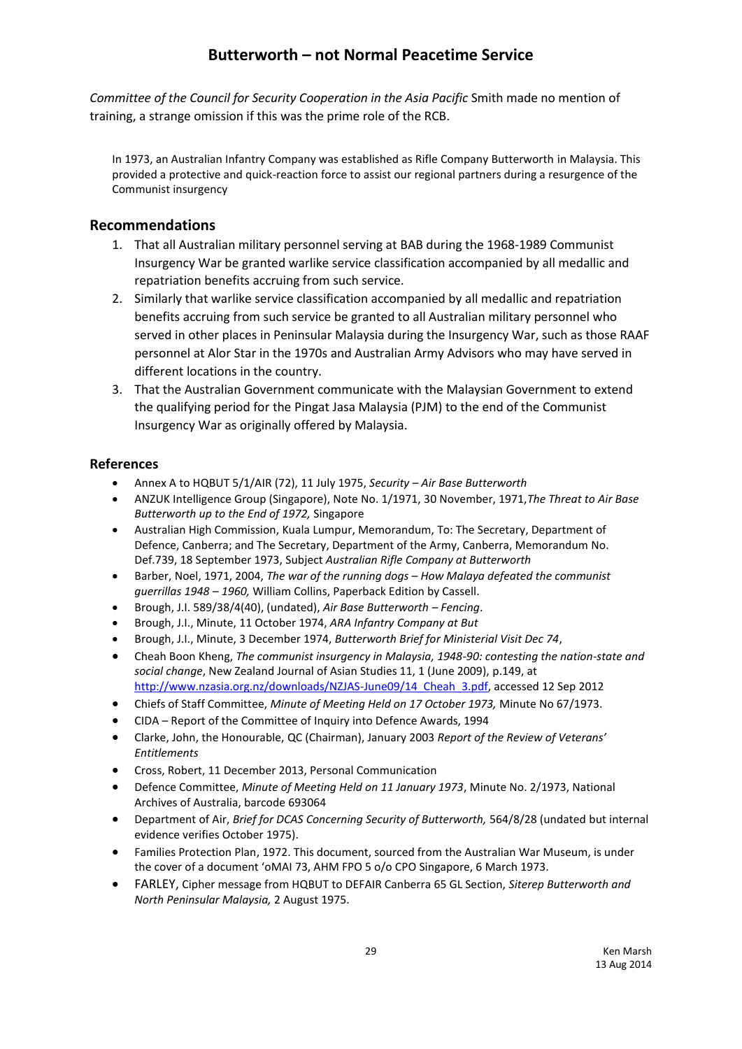*Committee of the Council for Security Cooperation in the Asia Pacific* Smith made no mention of training, a strange omission if this was the prime role of the RCB.

> In 1973, an Australian Infantry Company was established as Rifle Company Butterworth in Malaysia. This provided a protective and quick-reaction force to assist our regional partners during a resurgence of the Communist insurgency

## Recommendations

1. That all Australian military personnel serving at BAB during the 1968-1989 Communist Insurgency War be granted warlike service classification accompanied by all medallic and repatriation benefits accruing from such service.
2. Similarly that warlike service classification accompanied by all medallic and repatriation benefits accruing from such service be granted to all Australian military personnel who served in other places in Peninsular Malaysia during the Insurgency War, such as those RAAF personnel at Alor Star in the 1970s and Australian Army Advisors who may have served in different locations in the country.
3. That the Australian Government communicate with the Malaysian Government to extend the qualifying period for the Pingat Jasa Malaysia (PJM) to the end of the Communist Insurgency War as originally offered by Malaysia.

## References

- Annex A to HQBUT 5/1/AIR (72), 11 July 1975, *Security – Air Base Butterworth*
- ANZUK Intelligence Group (Singapore), Note No. 1/1971, 30 November, 1971, *The Threat to Air Base Butterworth up to the End of 1972,* Singapore
- Australian High Commission, Kuala Lumpur, Memorandum, To: The Secretary, Department of Defence, Canberra; and The Secretary, Department of the Army, Canberra, Memorandum No. Def.739, 18 September 1973, Subject *Australian Rifle Company at Butterworth*
- Barber, Noel, 1971, 2004, *The war of the running dogs – How Malaya defeated the communist guerrillas 1948 – 1960,* William Collins, Paperback Edition by Cassell.
- Brough, J.I. 589/38/4(40), (undated), *Air Base Butterworth – Fencing*.
- Brough, J.I., Minute, 11 October 1974, *ARA Infantry Company at But*
- Brough, J.I., Minute, 3 December 1974, *Butterworth Brief for Ministerial Visit Dec 74*,
- Cheah Boon Kheng, *The communist insurgency in Malaysia, 1948-90: contesting the nation-state and social change*, New Zealand Journal of Asian Studies 11, 1 (June 2009), p.149, at http://www.nzasia.org.nz/downloads/NZJAS-June09/14_Cheah_3.pdf, accessed 12 Sep 2012
- Chiefs of Staff Committee, *Minute of Meeting Held on 17 October 1973,* Minute No 67/1973.
- CIDA – Report of the Committee of Inquiry into Defence Awards, 1994
- Clarke, John, the Honourable, QC (Chairman), January 2003 *Report of the Review of Veterans' Entitlements*
- Cross, Robert, 11 December 2013, Personal Communication
- Defence Committee, *Minute of Meeting Held on 11 January 1973*, Minute No. 2/1973, National Archives of Australia, barcode 693064
- Department of Air, *Brief for DCAS Concerning Security of Butterworth,* 564/8/28 (undated but internal evidence verifies October 1975).
- Families Protection Plan, 1972. This document, sourced from the Australian War Museum, is under the cover of a document 'oMAI 73, AHM FPO 5 o/o CPO Singapore, 6 March 1973.
- FARLEY, Cipher message from HQBUT to DEFAIR Canberra 65 GL Section, *Siterep Butterworth and North Peninsular Malaysia,* 2 August 1975.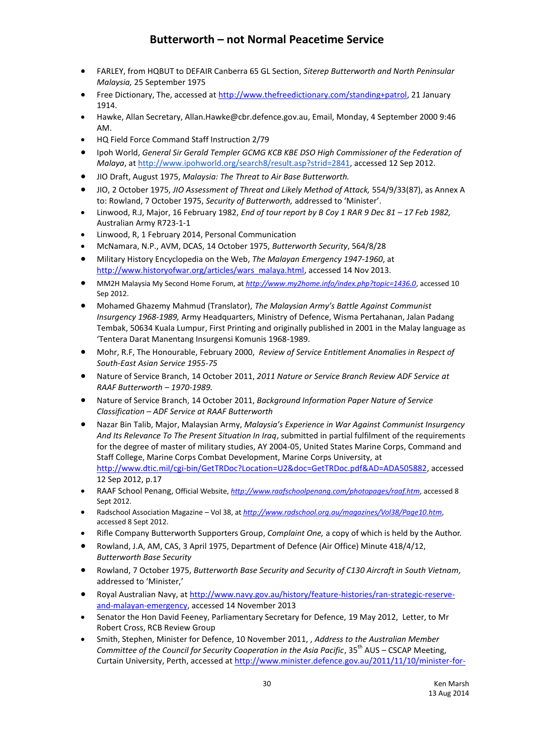- FARLEY, from HQBUT to DEFAIR Canberra 65 GL Section, *Siterep Butterworth and North Peninsular Malaysia,* 25 September 1975
- Free Dictionary, The, accessed at http://www.thefreedictionary.com/standing+patrol, 21 January 1914.
- Hawke, Allan Secretary, Allan.Hawke@cbr.defence.gov.au, Email, Monday, 4 September 2000 9:46 AM.
- HQ Field Force Command Staff Instruction 2/79
- Ipoh World, *General Sir Gerald Templer GCMG KCB KBE DSO High Commissioner of the Federation of Malaya*, at http://www.ipohworld.org/search8/result.asp?strid=2841, accessed 12 Sep 2012.
- JIO Draft, August 1975, *Malaysia: The Threat to Air Base Butterworth.*
- JIO, 2 October 1975, *JIO Assessment of Threat and Likely Method of Attack,* 554/9/33(87), as Annex A to: Rowland, 7 October 1975, *Security of Butterworth,* addressed to 'Minister'.
- Linwood, R.J, Major, 16 February 1982, *End of tour report by B Coy 1 RAR 9 Dec 81 – 17 Feb 1982,* Australian Army R723-1-1
- Linwood, R, 1 February 2014, Personal Communication
- McNamara, N.P., AVM, DCAS, 14 October 1975, *Butterworth Security*, 564/8/28
- Military History Encyclopedia on the Web, *The Malayan Emergency 1947-1960*, at http://www.historyofwar.org/articles/wars_malaya.html, accessed 14 Nov 2013.
- MM2H Malaysia My Second Home Forum, at *http://www.my2home.info/index.php?topic=1436.0*, accessed 10 Sep 2012.
- Mohamed Ghazemy Mahmud (Translator), *The Malaysian Army's Battle Against Communist Insurgency 1968-1989,* Army Headquarters, Ministry of Defence, Wisma Pertahanan, Jalan Padang Tembak, 50634 Kuala Lumpur, First Printing and originally published in 2001 in the Malay language as 'Tentera Darat Manentang Insurgensi Komunis 1968-1989.
- Mohr, R.F, The Honourable, February 2000, *Review of Service Entitlement Anomalies in Respect of South-East Asian Service 1955-75*
- Nature of Service Branch, 14 October 2011, *2011 Nature or Service Branch Review ADF Service at RAAF Butterworth – 1970-1989.*
- Nature of Service Branch, 14 October 2011, *Background Information Paper Nature of Service Classification – ADF Service at RAAF Butterworth*
- Nazar Bin Talib, Major, Malaysian Army, *Malaysia's Experience in War Against Communist Insurgency And Its Relevance To The Present Situation In Iraq*, submitted in partial fulfilment of the requirements for the degree of master of military studies, AY 2004-05, United States Marine Corps, Command and Staff College, Marine Corps Combat Development, Marine Corps University, at http://www.dtic.mil/cgi-bin/GetTRDoc?Location=U2&doc=GetTRDoc.pdf&AD=ADA505882, accessed 12 Sep 2012, p.17
- RAAF School Penang, Official Website, *http://www.raafschoolpenang.com/photopages/raaf.htm*, accessed 8 Sept 2012.
- Radschool Association Magazine – Vol 38, at *http://www.radschool.org.au/magazines/Vol38/Page10.htm*, accessed 8 Sept 2012.
- Rifle Company Butterworth Supporters Group, *Complaint One,* a copy of which is held by the Author.
- Rowland, J.A, AM, CAS, 3 April 1975, Department of Defence (Air Office) Minute 418/4/12, *Butterworth Base Security*
- Rowland, 7 October 1975, *Butterworth Base Security and Security of C130 Aircraft in South Vietnam,* addressed to 'Minister,'
- Royal Australian Navy, at http://www.navy.gov.au/history/feature-histories/ran-strategic-reserve-and-malayan-emergency, accessed 14 November 2013
- Senator the Hon David Feeney, Parliamentary Secretary for Defence, 19 May 2012, Letter, to Mr Robert Cross, RCB Review Group
- Smith, Stephen, Minister for Defence, 10 November 2011, , *Address to the Australian Member Committee of the Council for Security Cooperation in the Asia Pacific*, 35th AUS – CSCAP Meeting, Curtain University, Perth, accessed at http://www.minister.defence.gov.au/2011/11/10/minister-for-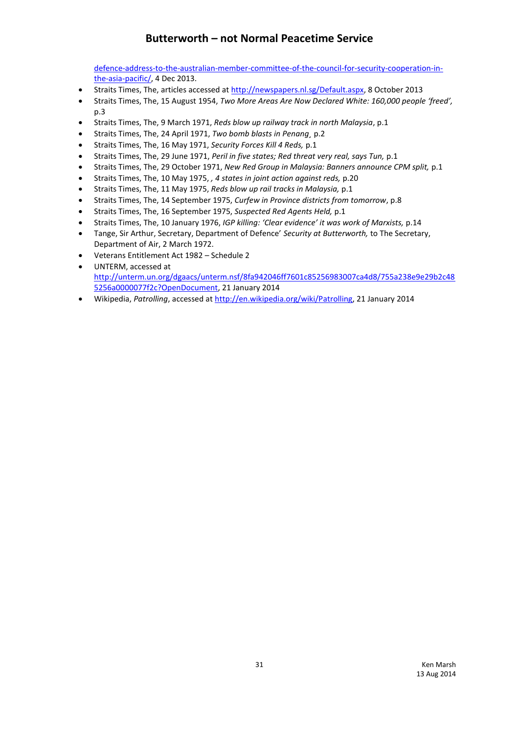defence-address-to-the-australian-member-committee-of-the-council-for-security-cooperation-in-the-asia-pacific/, 4 Dec 2013.

- Straits Times, The, articles accessed at http://newspapers.nl.sg/Default.aspx, 8 October 2013
- Straits Times, The, 15 August 1954, *Two More Areas Are Now Declared White: 160,000 people 'freed',* p.3
- Straits Times, The, 9 March 1971, *Reds blow up railway track in north Malaysia*, p.1
- Straits Times, The, 24 April 1971, *Two bomb blasts in Penang*¸ p.2
- Straits Times, The, 16 May 1971, *Security Forces Kill 4 Reds,* p.1
- Straits Times, The, 29 June 1971, *Peril in five states; Red threat very real, says Tun,* p.1
- Straits Times, The, 29 October 1971, *New Red Group in Malaysia: Banners announce CPM split,* p.1
- Straits Times, The, 10 May 1975, *, 4 states in joint action against reds,* p.20
- Straits Times, The, 11 May 1975, *Reds blow up rail tracks in Malaysia,* p.1
- Straits Times, The, 14 September 1975, *Curfew in Province districts from tomorrow*, p.8
- Straits Times, The, 16 September 1975, *Suspected Red Agents Held,* p.1
- Straits Times, The, 10 January 1976, *IGP killing: 'Clear evidence' it was work of Marxists,* p.14
- Tange, Sir Arthur, Secretary, Department of Defence' *Security at Butterworth,* to The Secretary, Department of Air, 2 March 1972.
- Veterans Entitlement Act 1982 – Schedule 2
- UNTERM, accessed at http://unterm.un.org/dgaacs/unterm.nsf/8fa942046ff7601c85256983007ca4d8/755a238e9e29b2c485256a0000077f2c?OpenDocument, 21 January 2014
- Wikipedia, *Patrolling*, accessed at http://en.wikipedia.org/wiki/Patrolling, 21 January 2014